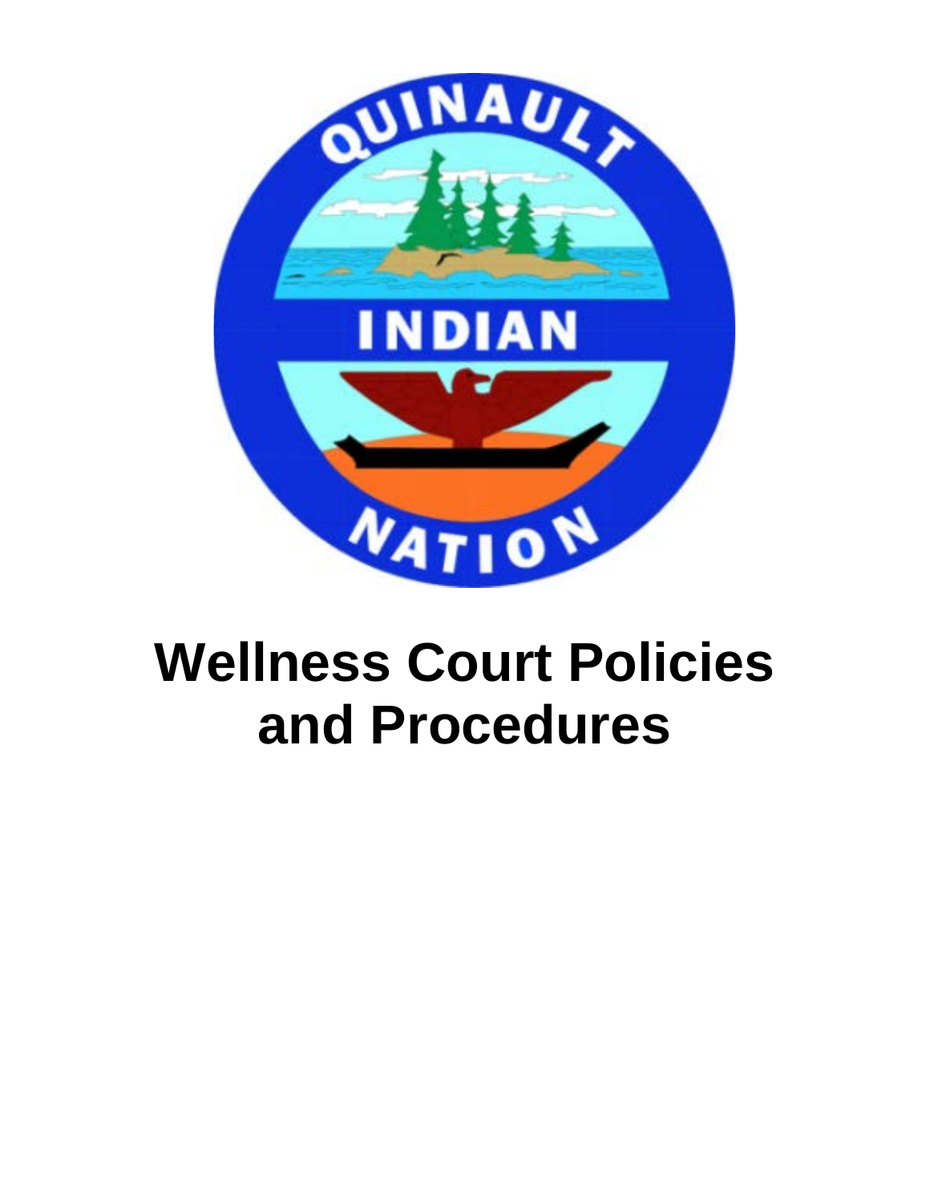# Wellness Court Policies and Procedures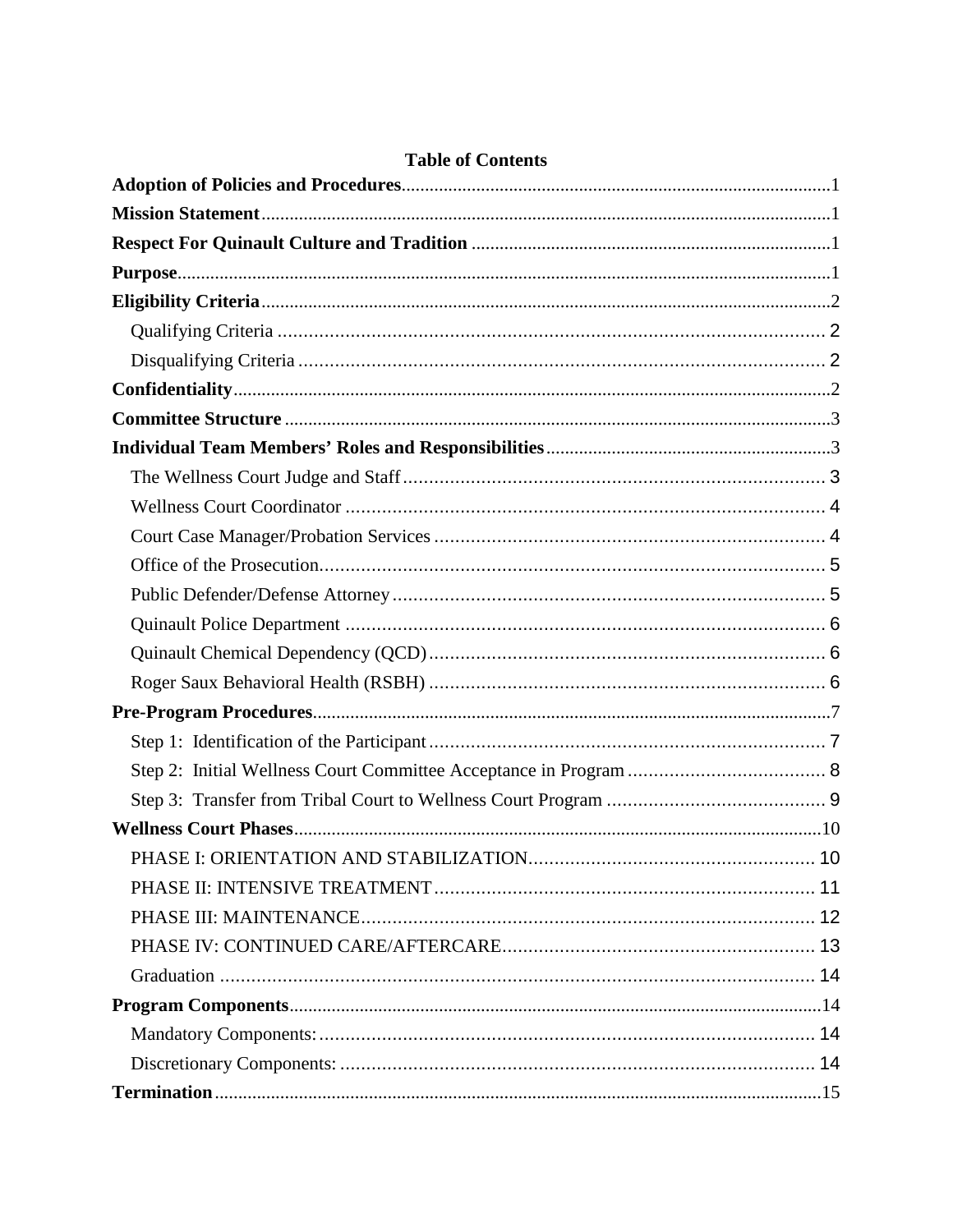## Table of Contents

**Adoption of Policies and Procedures** ..... 1
**Mission Statement** ..... 1
**Respect For Quinault Culture and Tradition** ..... 1
**Purpose** ..... 1
**Eligibility Criteria** ..... 2
- Qualifying Criteria ..... 2
- Disqualifying Criteria ..... 2

**Confidentiality** ..... 2
**Committee Structure** ..... 3
**Individual Team Members' Roles and Responsibilities** ..... 3
- The Wellness Court Judge and Staff ..... 3
- Wellness Court Coordinator ..... 4
- Court Case Manager/Probation Services ..... 4
- Office of the Prosecution ..... 5
- Public Defender/Defense Attorney ..... 5
- Quinault Police Department ..... 6
- Quinault Chemical Dependency (QCD) ..... 6
- Roger Saux Behavioral Health (RSBH) ..... 6

**Pre-Program Procedures** ..... 7
- Step 1: Identification of the Participant ..... 7
- Step 2: Initial Wellness Court Committee Acceptance in Program ..... 8
- Step 3: Transfer from Tribal Court to Wellness Court Program ..... 9

**Wellness Court Phases** ..... 10
- PHASE I: ORIENTATION AND STABILIZATION ..... 10
- PHASE II: INTENSIVE TREATMENT ..... 11
- PHASE III: MAINTENANCE ..... 12
- PHASE IV: CONTINUED CARE/AFTERCARE ..... 13
- Graduation ..... 14

**Program Components** ..... 14
- Mandatory Components: ..... 14
- Discretionary Components: ..... 14

**Termination** ..... 15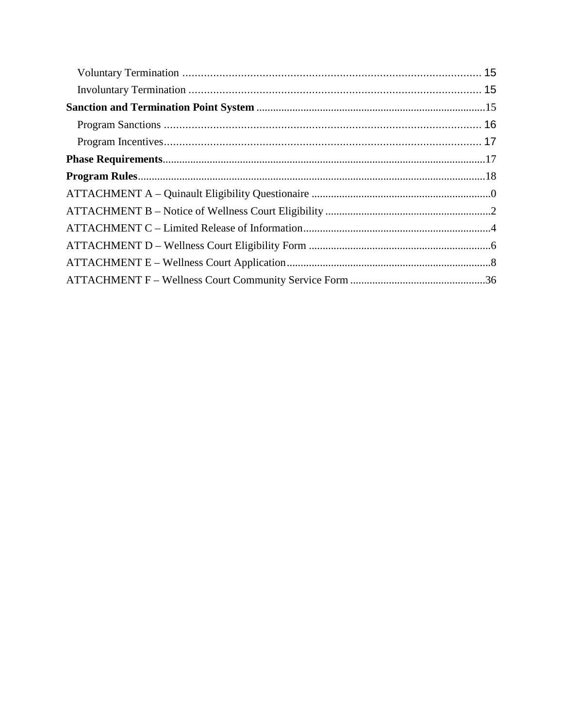Voluntary Termination ................................................................................................ 15

Involuntary Termination .............................................................................................. 15

**Sanction and Termination Point System** ..................................................................................15

Program Sanctions ...................................................................................................... 16

Program Incentives...................................................................................................... 17

**Phase Requirements**....................................................................................................................17

**Program Rules**.............................................................................................................................18

ATTACHMENT A – Quinault Eligibility Questionaire ................................................................0

ATTACHMENT B – Notice of Wellness Court Eligibility ...........................................................2

ATTACHMENT C – Limited Release of Information...................................................................4

ATTACHMENT D – Wellness Court Eligibility Form .................................................................6

ATTACHMENT E – Wellness Court Application.........................................................................8

ATTACHMENT F – Wellness Court Community Service Form .................................................36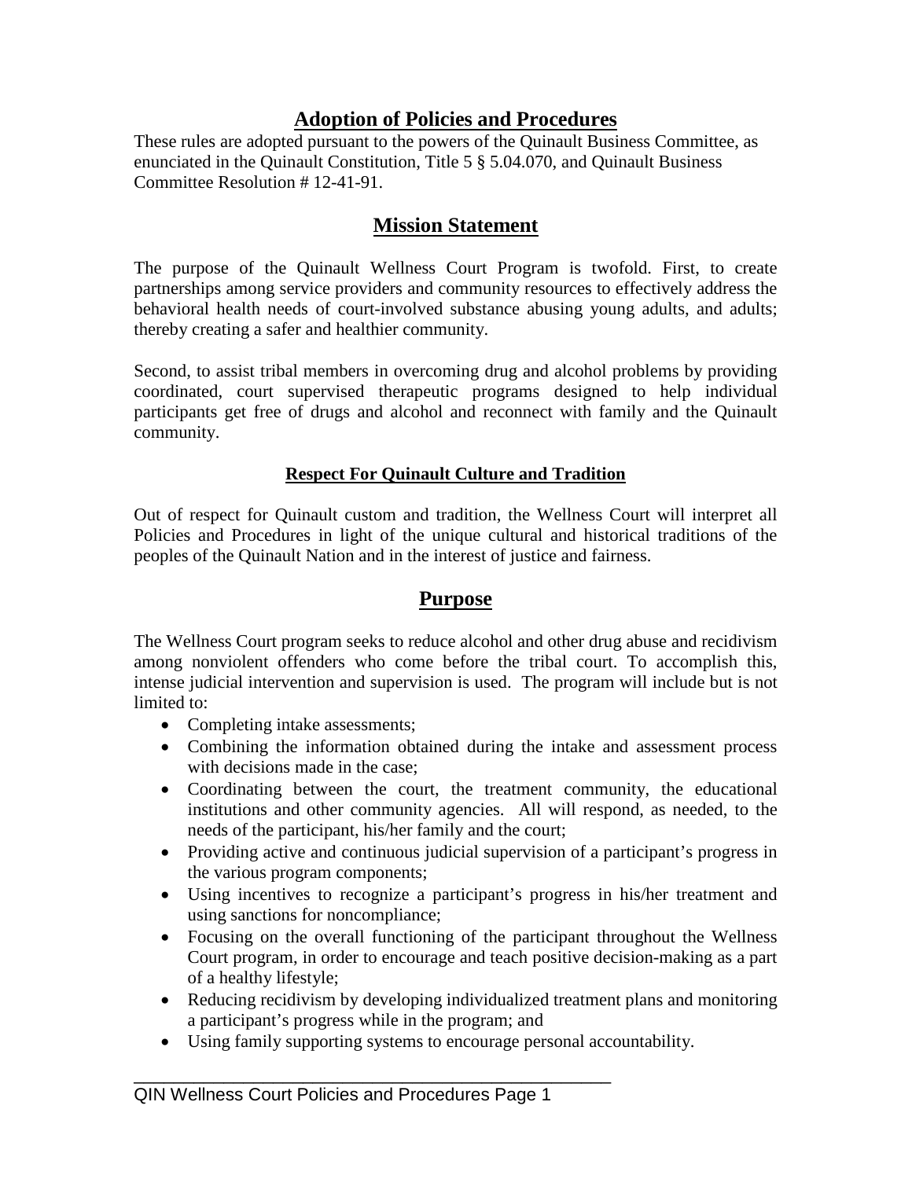## Adoption of Policies and Procedures

These rules are adopted pursuant to the powers of the Quinault Business Committee, as enunciated in the Quinault Constitution, Title 5 § 5.04.070, and Quinault Business Committee Resolution # 12-41-91.

## Mission Statement

The purpose of the Quinault Wellness Court Program is twofold. First, to create partnerships among service providers and community resources to effectively address the behavioral health needs of court-involved substance abusing young adults, and adults; thereby creating a safer and healthier community.

Second, to assist tribal members in overcoming drug and alcohol problems by providing coordinated, court supervised therapeutic programs designed to help individual participants get free of drugs and alcohol and reconnect with family and the Quinault community.

### Respect For Quinault Culture and Tradition

Out of respect for Quinault custom and tradition, the Wellness Court will interpret all Policies and Procedures in light of the unique cultural and historical traditions of the peoples of the Quinault Nation and in the interest of justice and fairness.

## Purpose

The Wellness Court program seeks to reduce alcohol and other drug abuse and recidivism among nonviolent offenders who come before the tribal court. To accomplish this, intense judicial intervention and supervision is used. The program will include but is not limited to:

- Completing intake assessments;
- Combining the information obtained during the intake and assessment process with decisions made in the case;
- Coordinating between the court, the treatment community, the educational institutions and other community agencies. All will respond, as needed, to the needs of the participant, his/her family and the court;
- Providing active and continuous judicial supervision of a participant's progress in the various program components;
- Using incentives to recognize a participant's progress in his/her treatment and using sanctions for noncompliance;
- Focusing on the overall functioning of the participant throughout the Wellness Court program, in order to encourage and teach positive decision-making as a part of a healthy lifestyle;
- Reducing recidivism by developing individualized treatment plans and monitoring a participant's progress while in the program; and
- Using family supporting systems to encourage personal accountability.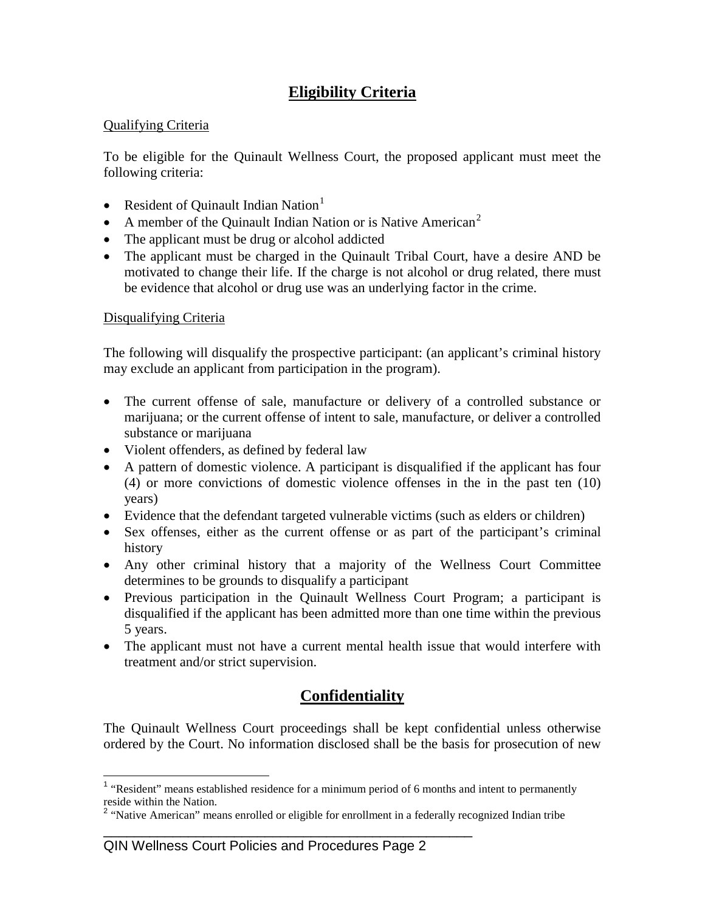## Eligibility Criteria

Qualifying Criteria

To be eligible for the Quinault Wellness Court, the proposed applicant must meet the following criteria:

- Resident of Quinault Indian Nation[1]
- A member of the Quinault Indian Nation or is Native American[2]
- The applicant must be drug or alcohol addicted
- The applicant must be charged in the Quinault Tribal Court, have a desire AND be motivated to change their life. If the charge is not alcohol or drug related, there must be evidence that alcohol or drug use was an underlying factor in the crime.

Disqualifying Criteria

The following will disqualify the prospective participant: (an applicant's criminal history may exclude an applicant from participation in the program).

- The current offense of sale, manufacture or delivery of a controlled substance or marijuana; or the current offense of intent to sale, manufacture, or deliver a controlled substance or marijuana
- Violent offenders, as defined by federal law
- A pattern of domestic violence. A participant is disqualified if the applicant has four (4) or more convictions of domestic violence offenses in the in the past ten (10) years)
- Evidence that the defendant targeted vulnerable victims (such as elders or children)
- Sex offenses, either as the current offense or as part of the participant's criminal history
- Any other criminal history that a majority of the Wellness Court Committee determines to be grounds to disqualify a participant
- Previous participation in the Quinault Wellness Court Program; a participant is disqualified if the applicant has been admitted more than one time within the previous 5 years.
- The applicant must not have a current mental health issue that would interfere with treatment and/or strict supervision.

## Confidentiality

The Quinault Wellness Court proceedings shall be kept confidential unless otherwise ordered by the Court. No information disclosed shall be the basis for prosecution of new

[1] "Resident" means established residence for a minimum period of 6 months and intent to permanently reside within the Nation.

[2] "Native American" means enrolled or eligible for enrollment in a federally recognized Indian tribe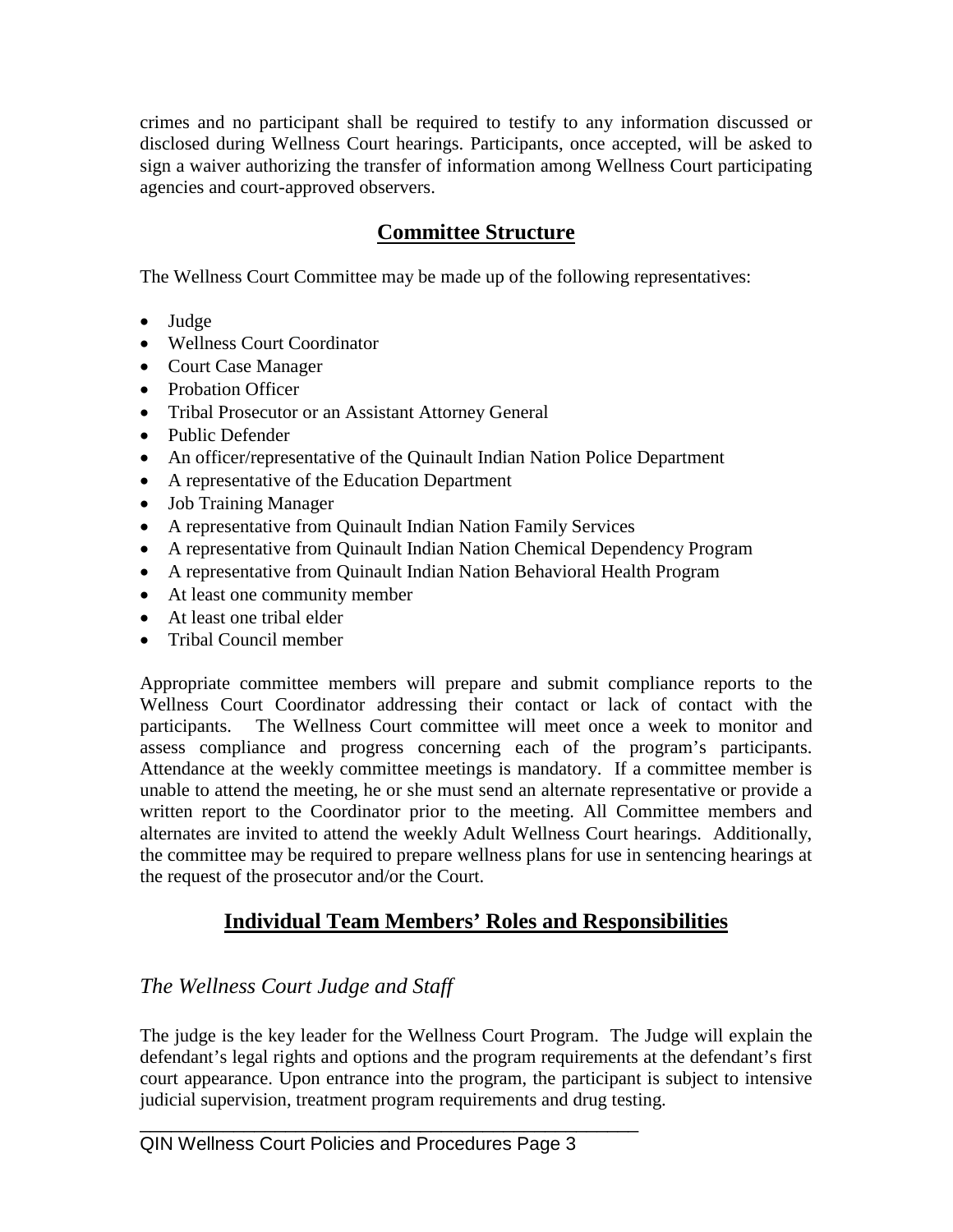crimes and no participant shall be required to testify to any information discussed or disclosed during Wellness Court hearings. Participants, once accepted, will be asked to sign a waiver authorizing the transfer of information among Wellness Court participating agencies and court-approved observers.

## Committee Structure

The Wellness Court Committee may be made up of the following representatives:

- Judge
- Wellness Court Coordinator
- Court Case Manager
- Probation Officer
- Tribal Prosecutor or an Assistant Attorney General
- Public Defender
- An officer/representative of the Quinault Indian Nation Police Department
- A representative of the Education Department
- Job Training Manager
- A representative from Quinault Indian Nation Family Services
- A representative from Quinault Indian Nation Chemical Dependency Program
- A representative from Quinault Indian Nation Behavioral Health Program
- At least one community member
- At least one tribal elder
- Tribal Council member

Appropriate committee members will prepare and submit compliance reports to the Wellness Court Coordinator addressing their contact or lack of contact with the participants. The Wellness Court committee will meet once a week to monitor and assess compliance and progress concerning each of the program's participants. Attendance at the weekly committee meetings is mandatory. If a committee member is unable to attend the meeting, he or she must send an alternate representative or provide a written report to the Coordinator prior to the meeting. All Committee members and alternates are invited to attend the weekly Adult Wellness Court hearings. Additionally, the committee may be required to prepare wellness plans for use in sentencing hearings at the request of the prosecutor and/or the Court.

## Individual Team Members' Roles and Responsibilities

### *The Wellness Court Judge and Staff*

The judge is the key leader for the Wellness Court Program. The Judge will explain the defendant's legal rights and options and the program requirements at the defendant's first court appearance. Upon entrance into the program, the participant is subject to intensive judicial supervision, treatment program requirements and drug testing.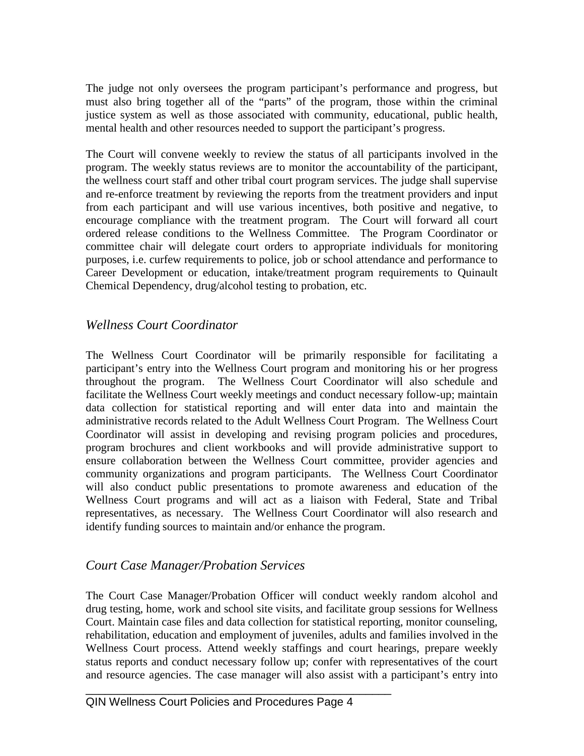The judge not only oversees the program participant's performance and progress, but must also bring together all of the "parts" of the program, those within the criminal justice system as well as those associated with community, educational, public health, mental health and other resources needed to support the participant's progress.

The Court will convene weekly to review the status of all participants involved in the program. The weekly status reviews are to monitor the accountability of the participant, the wellness court staff and other tribal court program services. The judge shall supervise and re-enforce treatment by reviewing the reports from the treatment providers and input from each participant and will use various incentives, both positive and negative, to encourage compliance with the treatment program. The Court will forward all court ordered release conditions to the Wellness Committee. The Program Coordinator or committee chair will delegate court orders to appropriate individuals for monitoring purposes, i.e. curfew requirements to police, job or school attendance and performance to Career Development or education, intake/treatment program requirements to Quinault Chemical Dependency, drug/alcohol testing to probation, etc.

## *Wellness Court Coordinator*

The Wellness Court Coordinator will be primarily responsible for facilitating a participant's entry into the Wellness Court program and monitoring his or her progress throughout the program. The Wellness Court Coordinator will also schedule and facilitate the Wellness Court weekly meetings and conduct necessary follow-up; maintain data collection for statistical reporting and will enter data into and maintain the administrative records related to the Adult Wellness Court Program. The Wellness Court Coordinator will assist in developing and revising program policies and procedures, program brochures and client workbooks and will provide administrative support to ensure collaboration between the Wellness Court committee, provider agencies and community organizations and program participants. The Wellness Court Coordinator will also conduct public presentations to promote awareness and education of the Wellness Court programs and will act as a liaison with Federal, State and Tribal representatives, as necessary. The Wellness Court Coordinator will also research and identify funding sources to maintain and/or enhance the program.

## *Court Case Manager/Probation Services*

The Court Case Manager/Probation Officer will conduct weekly random alcohol and drug testing, home, work and school site visits, and facilitate group sessions for Wellness Court. Maintain case files and data collection for statistical reporting, monitor counseling, rehabilitation, education and employment of juveniles, adults and families involved in the Wellness Court process. Attend weekly staffings and court hearings, prepare weekly status reports and conduct necessary follow up; confer with representatives of the court and resource agencies. The case manager will also assist with a participant's entry into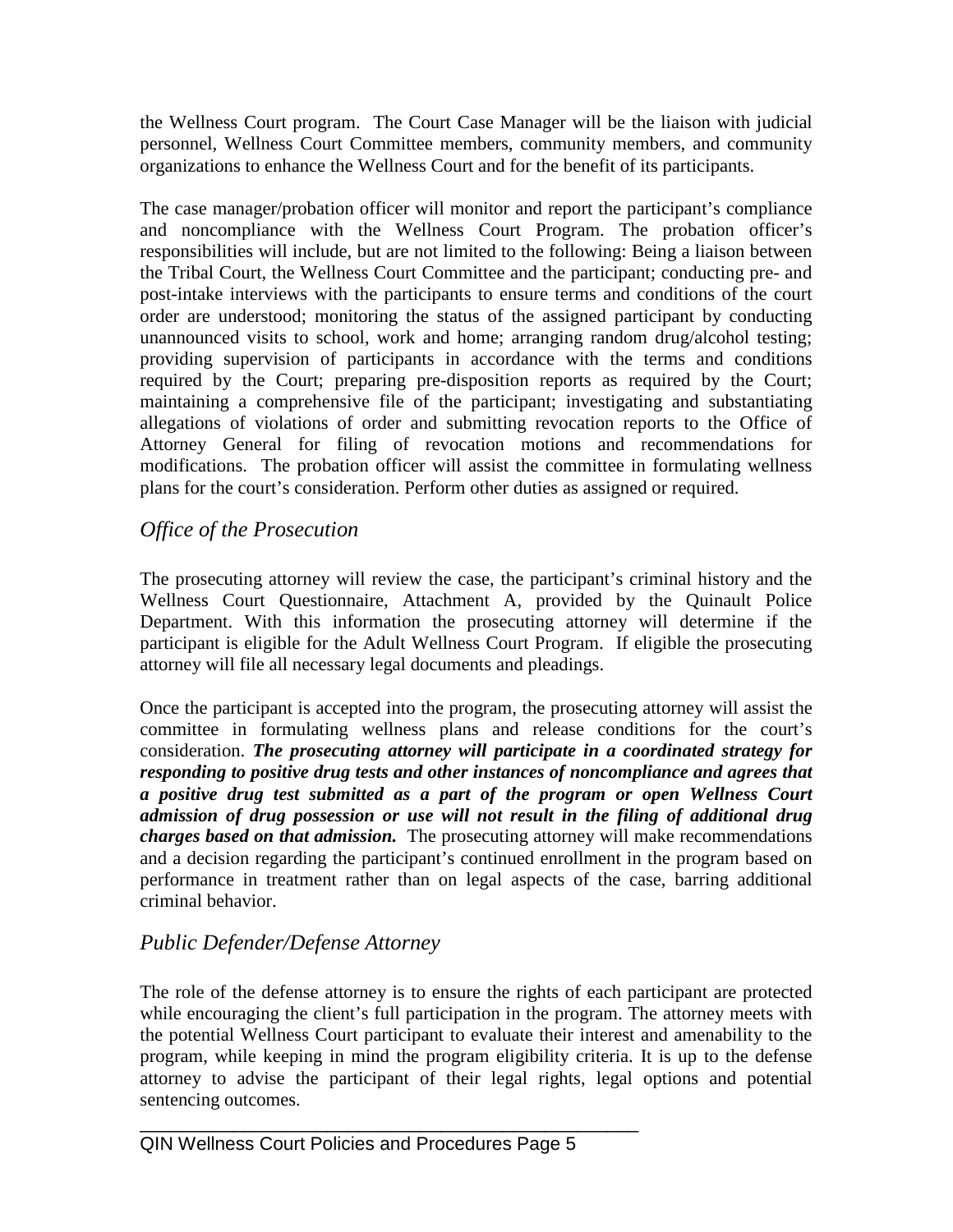the Wellness Court program. The Court Case Manager will be the liaison with judicial personnel, Wellness Court Committee members, community members, and community organizations to enhance the Wellness Court and for the benefit of its participants.

The case manager/probation officer will monitor and report the participant's compliance and noncompliance with the Wellness Court Program. The probation officer's responsibilities will include, but are not limited to the following: Being a liaison between the Tribal Court, the Wellness Court Committee and the participant; conducting pre- and post-intake interviews with the participants to ensure terms and conditions of the court order are understood; monitoring the status of the assigned participant by conducting unannounced visits to school, work and home; arranging random drug/alcohol testing; providing supervision of participants in accordance with the terms and conditions required by the Court; preparing pre-disposition reports as required by the Court; maintaining a comprehensive file of the participant; investigating and substantiating allegations of violations of order and submitting revocation reports to the Office of Attorney General for filing of revocation motions and recommendations for modifications. The probation officer will assist the committee in formulating wellness plans for the court's consideration. Perform other duties as assigned or required.

## *Office of the Prosecution*

The prosecuting attorney will review the case, the participant's criminal history and the Wellness Court Questionnaire, Attachment A, provided by the Quinault Police Department. With this information the prosecuting attorney will determine if the participant is eligible for the Adult Wellness Court Program. If eligible the prosecuting attorney will file all necessary legal documents and pleadings.

Once the participant is accepted into the program, the prosecuting attorney will assist the committee in formulating wellness plans and release conditions for the court's consideration. ***The prosecuting attorney will participate in a coordinated strategy for responding to positive drug tests and other instances of noncompliance and agrees that a positive drug test submitted as a part of the program or open Wellness Court admission of drug possession or use will not result in the filing of additional drug charges based on that admission.*** The prosecuting attorney will make recommendations and a decision regarding the participant's continued enrollment in the program based on performance in treatment rather than on legal aspects of the case, barring additional criminal behavior.

## *Public Defender/Defense Attorney*

The role of the defense attorney is to ensure the rights of each participant are protected while encouraging the client's full participation in the program. The attorney meets with the potential Wellness Court participant to evaluate their interest and amenability to the program, while keeping in mind the program eligibility criteria. It is up to the defense attorney to advise the participant of their legal rights, legal options and potential sentencing outcomes.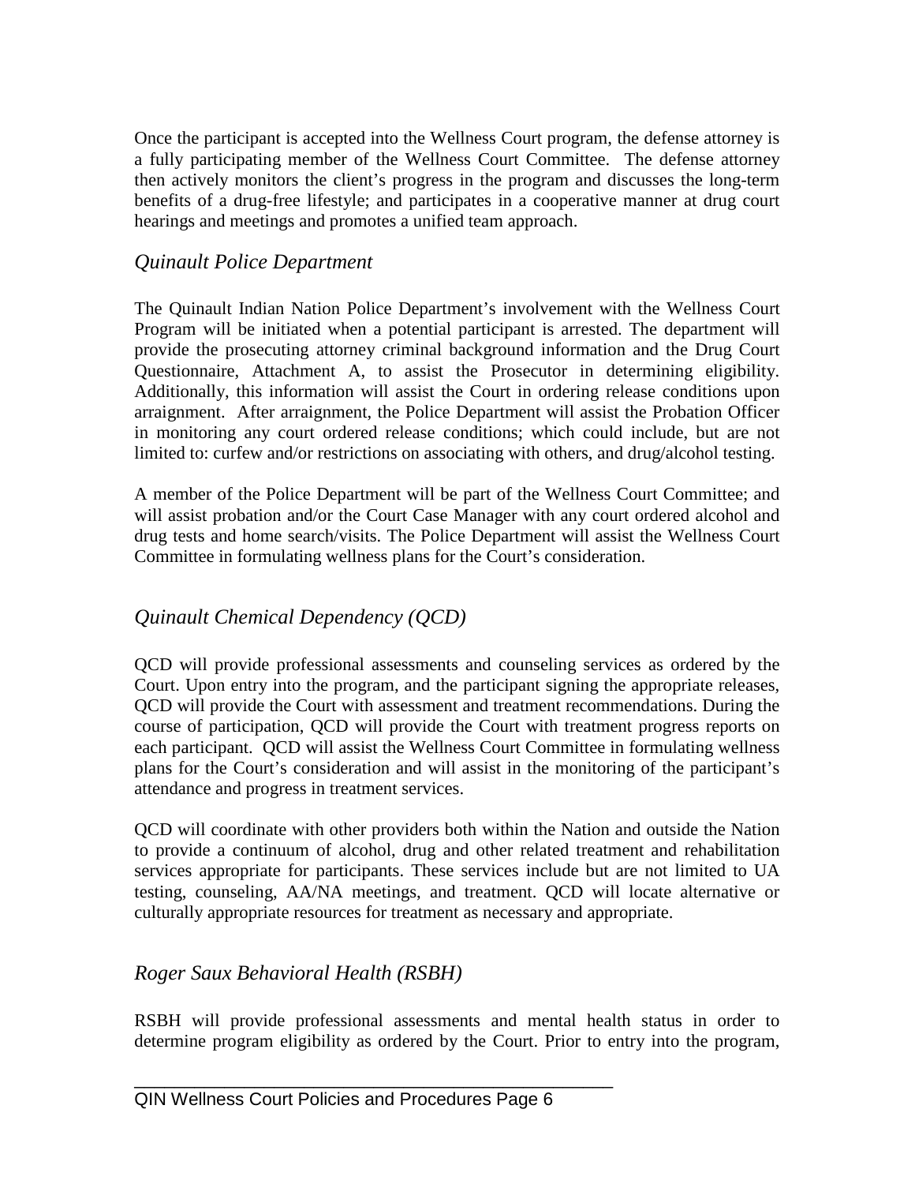Once the participant is accepted into the Wellness Court program, the defense attorney is a fully participating member of the Wellness Court Committee. The defense attorney then actively monitors the client's progress in the program and discusses the long-term benefits of a drug-free lifestyle; and participates in a cooperative manner at drug court hearings and meetings and promotes a unified team approach.

### *Quinault Police Department*

The Quinault Indian Nation Police Department's involvement with the Wellness Court Program will be initiated when a potential participant is arrested. The department will provide the prosecuting attorney criminal background information and the Drug Court Questionnaire, Attachment A, to assist the Prosecutor in determining eligibility. Additionally, this information will assist the Court in ordering release conditions upon arraignment. After arraignment, the Police Department will assist the Probation Officer in monitoring any court ordered release conditions; which could include, but are not limited to: curfew and/or restrictions on associating with others, and drug/alcohol testing.

A member of the Police Department will be part of the Wellness Court Committee; and will assist probation and/or the Court Case Manager with any court ordered alcohol and drug tests and home search/visits. The Police Department will assist the Wellness Court Committee in formulating wellness plans for the Court's consideration.

### *Quinault Chemical Dependency (QCD)*

QCD will provide professional assessments and counseling services as ordered by the Court. Upon entry into the program, and the participant signing the appropriate releases, QCD will provide the Court with assessment and treatment recommendations. During the course of participation, QCD will provide the Court with treatment progress reports on each participant. QCD will assist the Wellness Court Committee in formulating wellness plans for the Court's consideration and will assist in the monitoring of the participant's attendance and progress in treatment services.

QCD will coordinate with other providers both within the Nation and outside the Nation to provide a continuum of alcohol, drug and other related treatment and rehabilitation services appropriate for participants. These services include but are not limited to UA testing, counseling, AA/NA meetings, and treatment. QCD will locate alternative or culturally appropriate resources for treatment as necessary and appropriate.

### *Roger Saux Behavioral Health (RSBH)*

RSBH will provide professional assessments and mental health status in order to determine program eligibility as ordered by the Court. Prior to entry into the program,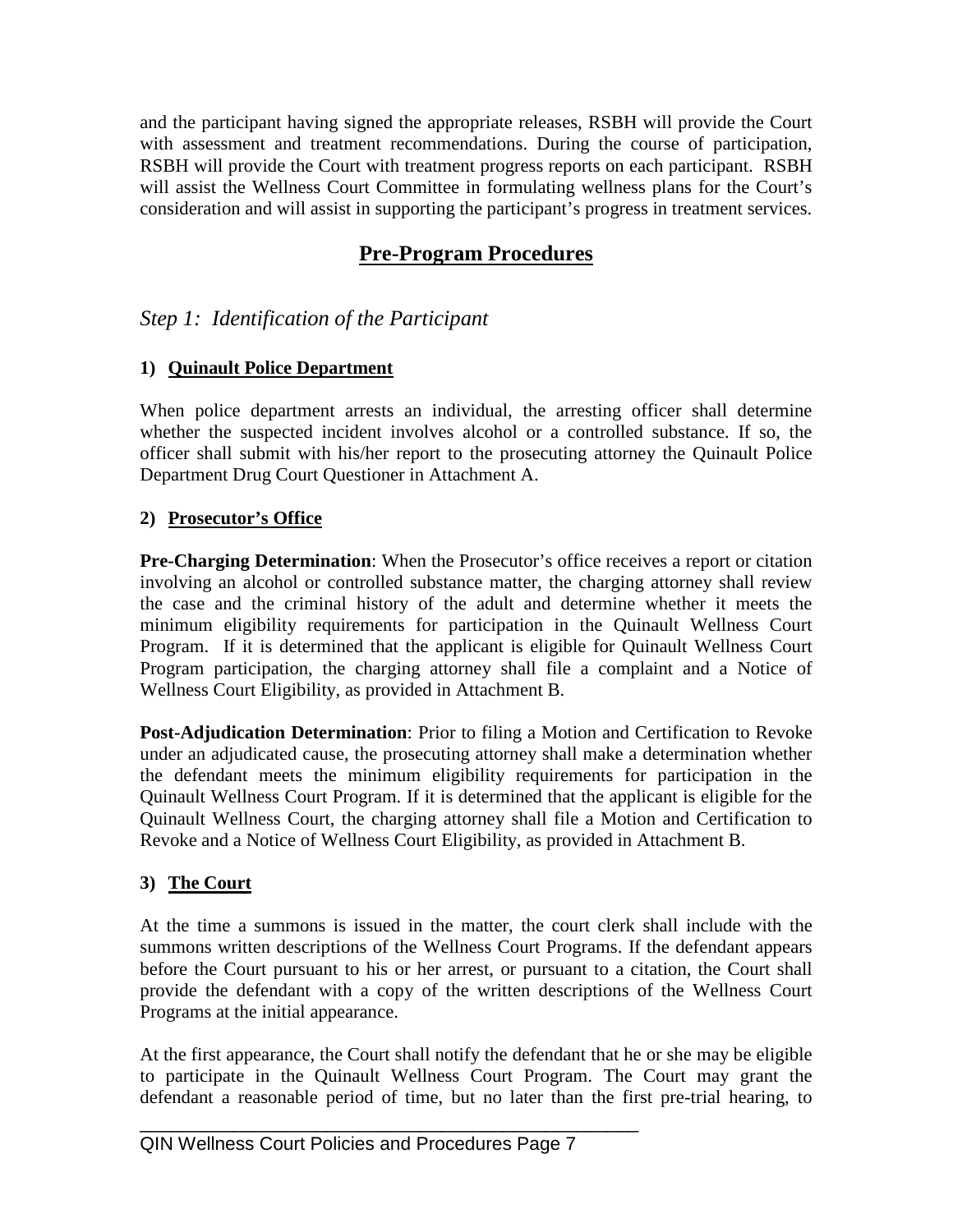and the participant having signed the appropriate releases, RSBH will provide the Court with assessment and treatment recommendations. During the course of participation, RSBH will provide the Court with treatment progress reports on each participant. RSBH will assist the Wellness Court Committee in formulating wellness plans for the Court's consideration and will assist in supporting the participant's progress in treatment services.

## Pre-Program Procedures

### *Step 1: Identification of the Participant*

#### 1) Quinault Police Department

When police department arrests an individual, the arresting officer shall determine whether the suspected incident involves alcohol or a controlled substance. If so, the officer shall submit with his/her report to the prosecuting attorney the Quinault Police Department Drug Court Questioner in Attachment A.

#### 2) Prosecutor's Office

**Pre-Charging Determination**: When the Prosecutor's office receives a report or citation involving an alcohol or controlled substance matter, the charging attorney shall review the case and the criminal history of the adult and determine whether it meets the minimum eligibility requirements for participation in the Quinault Wellness Court Program. If it is determined that the applicant is eligible for Quinault Wellness Court Program participation, the charging attorney shall file a complaint and a Notice of Wellness Court Eligibility, as provided in Attachment B.

**Post-Adjudication Determination**: Prior to filing a Motion and Certification to Revoke under an adjudicated cause, the prosecuting attorney shall make a determination whether the defendant meets the minimum eligibility requirements for participation in the Quinault Wellness Court Program. If it is determined that the applicant is eligible for the Quinault Wellness Court, the charging attorney shall file a Motion and Certification to Revoke and a Notice of Wellness Court Eligibility, as provided in Attachment B.

#### 3) The Court

At the time a summons is issued in the matter, the court clerk shall include with the summons written descriptions of the Wellness Court Programs. If the defendant appears before the Court pursuant to his or her arrest, or pursuant to a citation, the Court shall provide the defendant with a copy of the written descriptions of the Wellness Court Programs at the initial appearance.

At the first appearance, the Court shall notify the defendant that he or she may be eligible to participate in the Quinault Wellness Court Program. The Court may grant the defendant a reasonable period of time, but no later than the first pre-trial hearing, to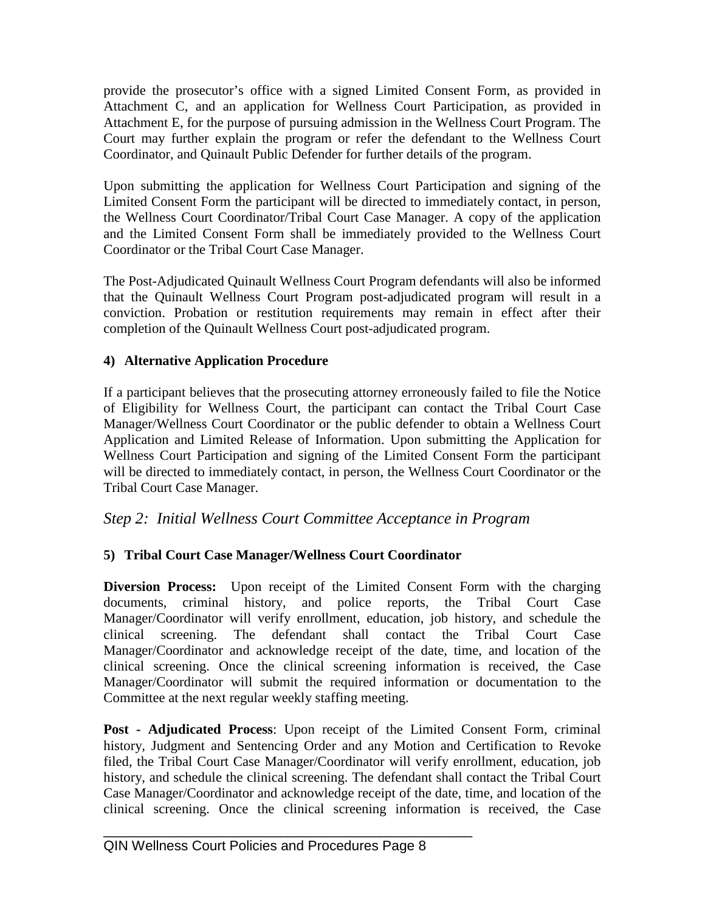provide the prosecutor's office with a signed Limited Consent Form, as provided in Attachment C, and an application for Wellness Court Participation, as provided in Attachment E, for the purpose of pursuing admission in the Wellness Court Program. The Court may further explain the program or refer the defendant to the Wellness Court Coordinator, and Quinault Public Defender for further details of the program.

Upon submitting the application for Wellness Court Participation and signing of the Limited Consent Form the participant will be directed to immediately contact, in person, the Wellness Court Coordinator/Tribal Court Case Manager. A copy of the application and the Limited Consent Form shall be immediately provided to the Wellness Court Coordinator or the Tribal Court Case Manager.

The Post-Adjudicated Quinault Wellness Court Program defendants will also be informed that the Quinault Wellness Court Program post-adjudicated program will result in a conviction. Probation or restitution requirements may remain in effect after their completion of the Quinault Wellness Court post-adjudicated program.

**4) Alternative Application Procedure**

If a participant believes that the prosecuting attorney erroneously failed to file the Notice of Eligibility for Wellness Court, the participant can contact the Tribal Court Case Manager/Wellness Court Coordinator or the public defender to obtain a Wellness Court Application and Limited Release of Information. Upon submitting the Application for Wellness Court Participation and signing of the Limited Consent Form the participant will be directed to immediately contact, in person, the Wellness Court Coordinator or the Tribal Court Case Manager.

## *Step 2: Initial Wellness Court Committee Acceptance in Program*

**5) Tribal Court Case Manager/Wellness Court Coordinator**

**Diversion Process:** Upon receipt of the Limited Consent Form with the charging documents, criminal history, and police reports, the Tribal Court Case Manager/Coordinator will verify enrollment, education, job history, and schedule the clinical screening. The defendant shall contact the Tribal Court Case Manager/Coordinator and acknowledge receipt of the date, time, and location of the clinical screening. Once the clinical screening information is received, the Case Manager/Coordinator will submit the required information or documentation to the Committee at the next regular weekly staffing meeting.

**Post - Adjudicated Process**: Upon receipt of the Limited Consent Form, criminal history, Judgment and Sentencing Order and any Motion and Certification to Revoke filed, the Tribal Court Case Manager/Coordinator will verify enrollment, education, job history, and schedule the clinical screening. The defendant shall contact the Tribal Court Case Manager/Coordinator and acknowledge receipt of the date, time, and location of the clinical screening. Once the clinical screening information is received, the Case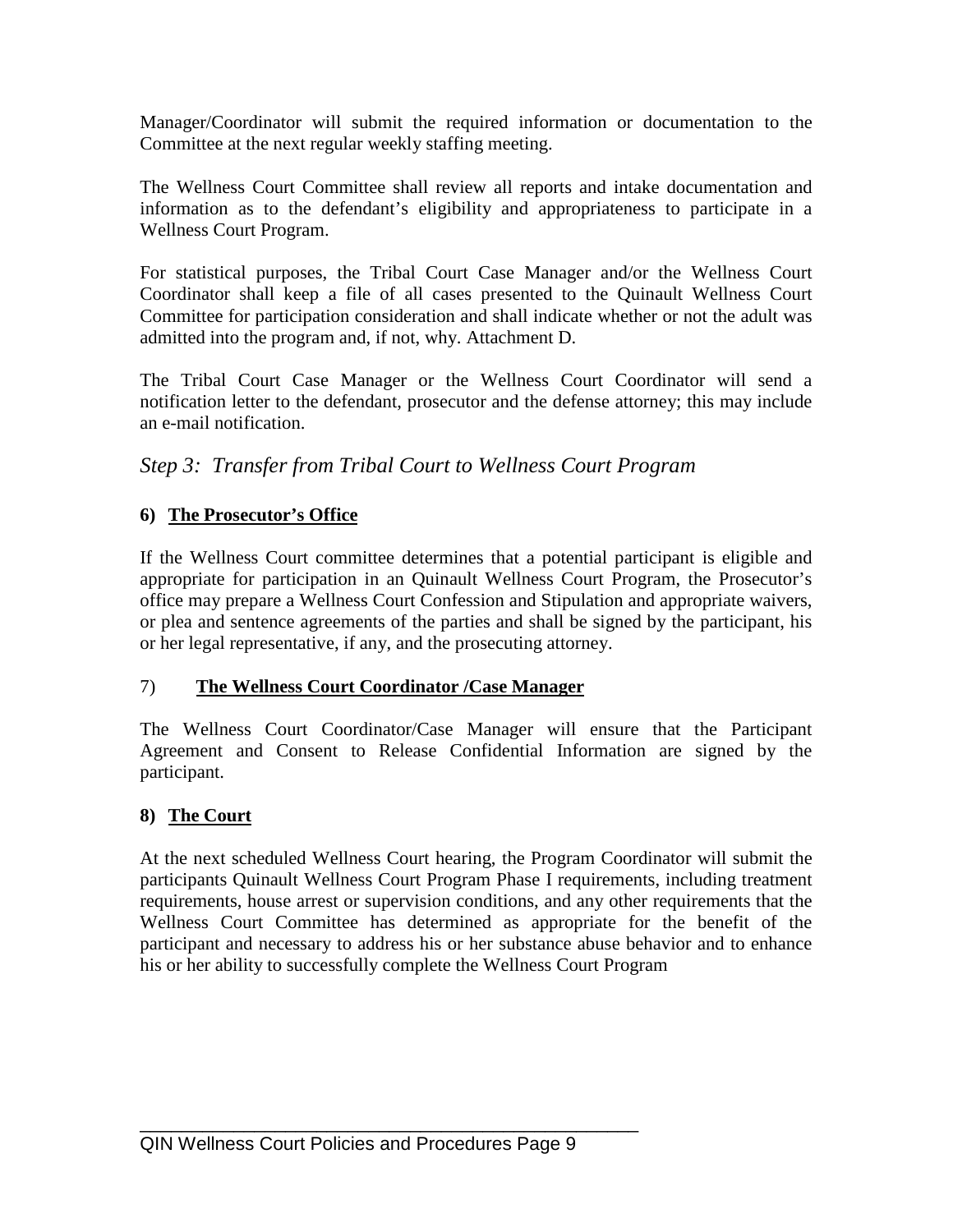Manager/Coordinator will submit the required information or documentation to the Committee at the next regular weekly staffing meeting.

The Wellness Court Committee shall review all reports and intake documentation and information as to the defendant's eligibility and appropriateness to participate in a Wellness Court Program.

For statistical purposes, the Tribal Court Case Manager and/or the Wellness Court Coordinator shall keep a file of all cases presented to the Quinault Wellness Court Committee for participation consideration and shall indicate whether or not the adult was admitted into the program and, if not, why. Attachment D.

The Tribal Court Case Manager or the Wellness Court Coordinator will send a notification letter to the defendant, prosecutor and the defense attorney; this may include an e-mail notification.

## *Step 3: Transfer from Tribal Court to Wellness Court Program*

**6) The Prosecutor's Office**

If the Wellness Court committee determines that a potential participant is eligible and appropriate for participation in an Quinault Wellness Court Program, the Prosecutor's office may prepare a Wellness Court Confession and Stipulation and appropriate waivers, or plea and sentence agreements of the parties and shall be signed by the participant, his or her legal representative, if any, and the prosecuting attorney.

7) **The Wellness Court Coordinator /Case Manager**

The Wellness Court Coordinator/Case Manager will ensure that the Participant Agreement and Consent to Release Confidential Information are signed by the participant.

**8) The Court**

At the next scheduled Wellness Court hearing, the Program Coordinator will submit the participants Quinault Wellness Court Program Phase I requirements, including treatment requirements, house arrest or supervision conditions, and any other requirements that the Wellness Court Committee has determined as appropriate for the benefit of the participant and necessary to address his or her substance abuse behavior and to enhance his or her ability to successfully complete the Wellness Court Program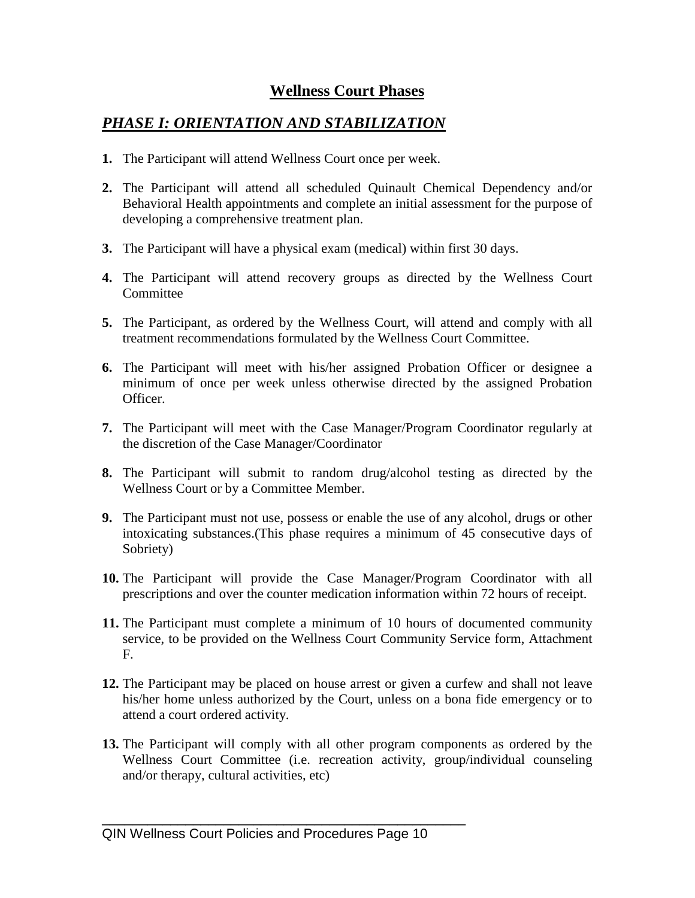## Wellness Court Phases

### ***PHASE I: ORIENTATION AND STABILIZATION***

1. The Participant will attend Wellness Court once per week.

2. The Participant will attend all scheduled Quinault Chemical Dependency and/or Behavioral Health appointments and complete an initial assessment for the purpose of developing a comprehensive treatment plan.

3. The Participant will have a physical exam (medical) within first 30 days.

4. The Participant will attend recovery groups as directed by the Wellness Court Committee

5. The Participant, as ordered by the Wellness Court, will attend and comply with all treatment recommendations formulated by the Wellness Court Committee.

6. The Participant will meet with his/her assigned Probation Officer or designee a minimum of once per week unless otherwise directed by the assigned Probation Officer.

7. The Participant will meet with the Case Manager/Program Coordinator regularly at the discretion of the Case Manager/Coordinator

8. The Participant will submit to random drug/alcohol testing as directed by the Wellness Court or by a Committee Member.

9. The Participant must not use, possess or enable the use of any alcohol, drugs or other intoxicating substances.(This phase requires a minimum of 45 consecutive days of Sobriety)

10. The Participant will provide the Case Manager/Program Coordinator with all prescriptions and over the counter medication information within 72 hours of receipt.

11. The Participant must complete a minimum of 10 hours of documented community service, to be provided on the Wellness Court Community Service form, Attachment F.

12. The Participant may be placed on house arrest or given a curfew and shall not leave his/her home unless authorized by the Court, unless on a bona fide emergency or to attend a court ordered activity.

13. The Participant will comply with all other program components as ordered by the Wellness Court Committee (i.e. recreation activity, group/individual counseling and/or therapy, cultural activities, etc)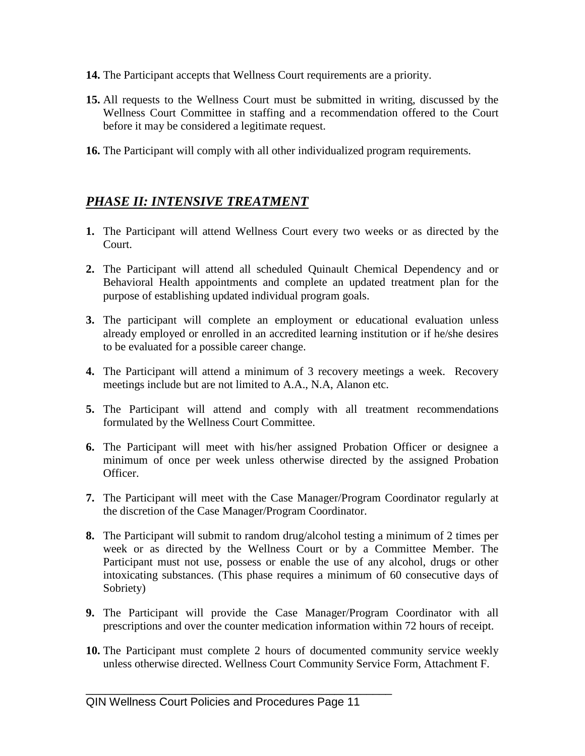**14.** The Participant accepts that Wellness Court requirements are a priority.

**15.** All requests to the Wellness Court must be submitted in writing, discussed by the Wellness Court Committee in staffing and a recommendation offered to the Court before it may be considered a legitimate request.

**16.** The Participant will comply with all other individualized program requirements.

## ***PHASE II: INTENSIVE TREATMENT***

**1.** The Participant will attend Wellness Court every two weeks or as directed by the Court.

**2.** The Participant will attend all scheduled Quinault Chemical Dependency and or Behavioral Health appointments and complete an updated treatment plan for the purpose of establishing updated individual program goals.

**3.** The participant will complete an employment or educational evaluation unless already employed or enrolled in an accredited learning institution or if he/she desires to be evaluated for a possible career change.

**4.** The Participant will attend a minimum of 3 recovery meetings a week. Recovery meetings include but are not limited to A.A., N.A, Alanon etc.

**5.** The Participant will attend and comply with all treatment recommendations formulated by the Wellness Court Committee.

**6.** The Participant will meet with his/her assigned Probation Officer or designee a minimum of once per week unless otherwise directed by the assigned Probation Officer.

**7.** The Participant will meet with the Case Manager/Program Coordinator regularly at the discretion of the Case Manager/Program Coordinator.

**8.** The Participant will submit to random drug/alcohol testing a minimum of 2 times per week or as directed by the Wellness Court or by a Committee Member. The Participant must not use, possess or enable the use of any alcohol, drugs or other intoxicating substances. (This phase requires a minimum of 60 consecutive days of Sobriety)

**9.** The Participant will provide the Case Manager/Program Coordinator with all prescriptions and over the counter medication information within 72 hours of receipt.

**10.** The Participant must complete 2 hours of documented community service weekly unless otherwise directed. Wellness Court Community Service Form, Attachment F.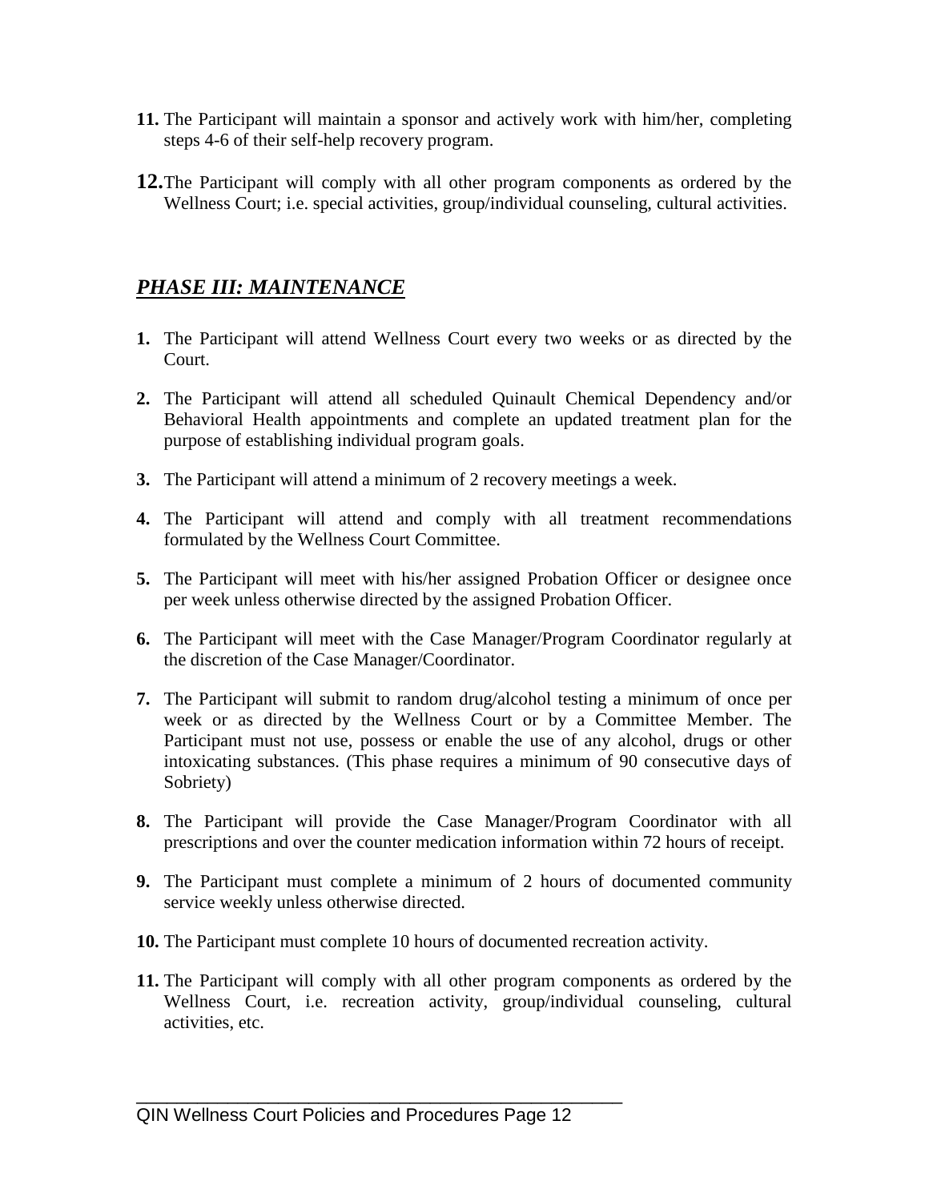**11.** The Participant will maintain a sponsor and actively work with him/her, completing steps 4-6 of their self-help recovery program.

**12.** The Participant will comply with all other program components as ordered by the Wellness Court; i.e. special activities, group/individual counseling, cultural activities.

## ***PHASE III: MAINTENANCE***

**1.** The Participant will attend Wellness Court every two weeks or as directed by the Court.

**2.** The Participant will attend all scheduled Quinault Chemical Dependency and/or Behavioral Health appointments and complete an updated treatment plan for the purpose of establishing individual program goals.

**3.** The Participant will attend a minimum of 2 recovery meetings a week.

**4.** The Participant will attend and comply with all treatment recommendations formulated by the Wellness Court Committee.

**5.** The Participant will meet with his/her assigned Probation Officer or designee once per week unless otherwise directed by the assigned Probation Officer.

**6.** The Participant will meet with the Case Manager/Program Coordinator regularly at the discretion of the Case Manager/Coordinator.

**7.** The Participant will submit to random drug/alcohol testing a minimum of once per week or as directed by the Wellness Court or by a Committee Member. The Participant must not use, possess or enable the use of any alcohol, drugs or other intoxicating substances. (This phase requires a minimum of 90 consecutive days of Sobriety)

**8.** The Participant will provide the Case Manager/Program Coordinator with all prescriptions and over the counter medication information within 72 hours of receipt.

**9.** The Participant must complete a minimum of 2 hours of documented community service weekly unless otherwise directed.

**10.** The Participant must complete 10 hours of documented recreation activity.

**11.** The Participant will comply with all other program components as ordered by the Wellness Court, i.e. recreation activity, group/individual counseling, cultural activities, etc.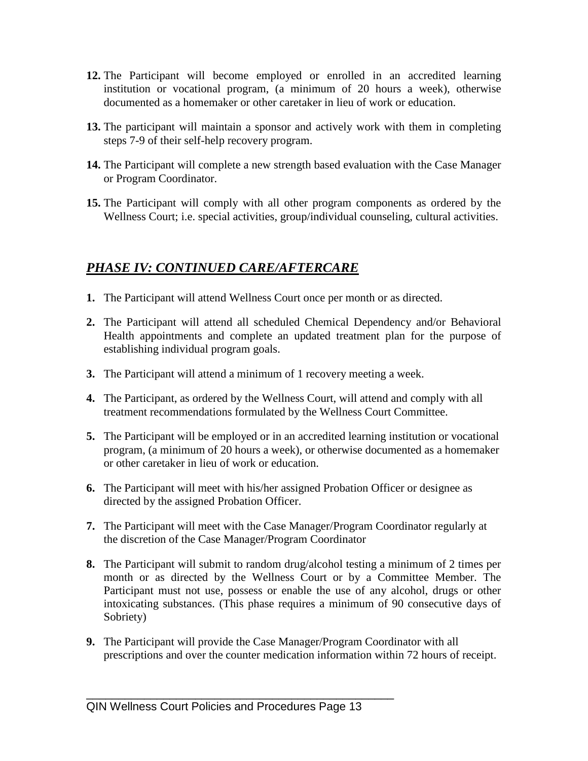**12.** The Participant will become employed or enrolled in an accredited learning institution or vocational program, (a minimum of 20 hours a week), otherwise documented as a homemaker or other caretaker in lieu of work or education.

**13.** The participant will maintain a sponsor and actively work with them in completing steps 7-9 of their self-help recovery program.

**14.** The Participant will complete a new strength based evaluation with the Case Manager or Program Coordinator.

**15.** The Participant will comply with all other program components as ordered by the Wellness Court; i.e. special activities, group/individual counseling, cultural activities.

## ***PHASE IV: CONTINUED CARE/AFTERCARE***

**1.** The Participant will attend Wellness Court once per month or as directed.

**2.** The Participant will attend all scheduled Chemical Dependency and/or Behavioral Health appointments and complete an updated treatment plan for the purpose of establishing individual program goals.

**3.** The Participant will attend a minimum of 1 recovery meeting a week.

**4.** The Participant, as ordered by the Wellness Court, will attend and comply with all treatment recommendations formulated by the Wellness Court Committee.

**5.** The Participant will be employed or in an accredited learning institution or vocational program, (a minimum of 20 hours a week), or otherwise documented as a homemaker or other caretaker in lieu of work or education.

**6.** The Participant will meet with his/her assigned Probation Officer or designee as directed by the assigned Probation Officer.

**7.** The Participant will meet with the Case Manager/Program Coordinator regularly at the discretion of the Case Manager/Program Coordinator

**8.** The Participant will submit to random drug/alcohol testing a minimum of 2 times per month or as directed by the Wellness Court or by a Committee Member. The Participant must not use, possess or enable the use of any alcohol, drugs or other intoxicating substances. (This phase requires a minimum of 90 consecutive days of Sobriety)

**9.** The Participant will provide the Case Manager/Program Coordinator with all prescriptions and over the counter medication information within 72 hours of receipt.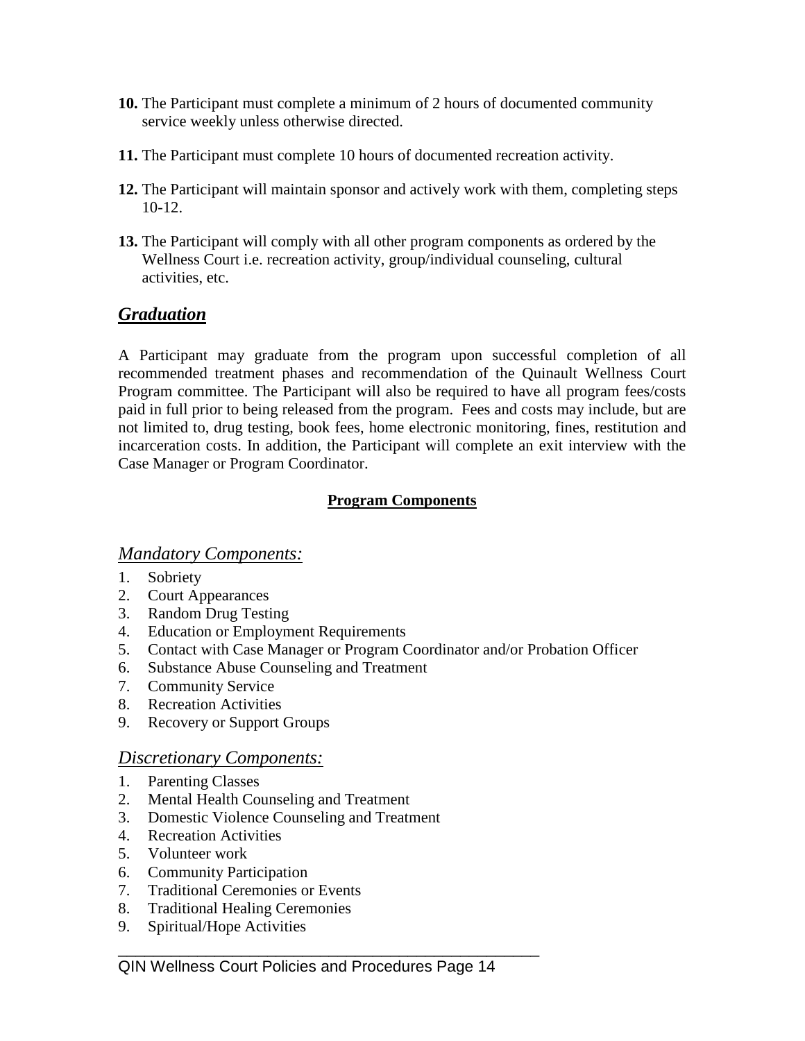**10.** The Participant must complete a minimum of 2 hours of documented community service weekly unless otherwise directed.

**11.** The Participant must complete 10 hours of documented recreation activity.

**12.** The Participant will maintain sponsor and actively work with them, completing steps 10-12.

**13.** The Participant will comply with all other program components as ordered by the Wellness Court i.e. recreation activity, group/individual counseling, cultural activities, etc.

## ***Graduation***

A Participant may graduate from the program upon successful completion of all recommended treatment phases and recommendation of the Quinault Wellness Court Program committee. The Participant will also be required to have all program fees/costs paid in full prior to being released from the program. Fees and costs may include, but are not limited to, drug testing, book fees, home electronic monitoring, fines, restitution and incarceration costs. In addition, the Participant will complete an exit interview with the Case Manager or Program Coordinator.

### **Program Components**

### *Mandatory Components:*

1. Sobriety
2. Court Appearances
3. Random Drug Testing
4. Education or Employment Requirements
5. Contact with Case Manager or Program Coordinator and/or Probation Officer
6. Substance Abuse Counseling and Treatment
7. Community Service
8. Recreation Activities
9. Recovery or Support Groups

### *Discretionary Components:*

1. Parenting Classes
2. Mental Health Counseling and Treatment
3. Domestic Violence Counseling and Treatment
4. Recreation Activities
5. Volunteer work
6. Community Participation
7. Traditional Ceremonies or Events
8. Traditional Healing Ceremonies
9. Spiritual/Hope Activities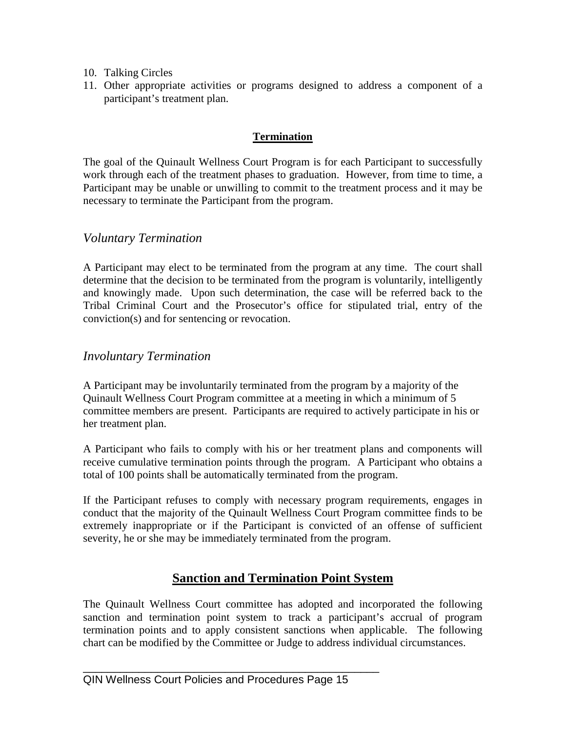10. Talking Circles
11. Other appropriate activities or programs designed to address a component of a participant's treatment plan.

## Termination

The goal of the Quinault Wellness Court Program is for each Participant to successfully work through each of the treatment phases to graduation. However, from time to time, a Participant may be unable or unwilling to commit to the treatment process and it may be necessary to terminate the Participant from the program.

### *Voluntary Termination*

A Participant may elect to be terminated from the program at any time. The court shall determine that the decision to be terminated from the program is voluntarily, intelligently and knowingly made. Upon such determination, the case will be referred back to the Tribal Criminal Court and the Prosecutor's office for stipulated trial, entry of the conviction(s) and for sentencing or revocation.

### *Involuntary Termination*

A Participant may be involuntarily terminated from the program by a majority of the Quinault Wellness Court Program committee at a meeting in which a minimum of 5 committee members are present. Participants are required to actively participate in his or her treatment plan.

A Participant who fails to comply with his or her treatment plans and components will receive cumulative termination points through the program. A Participant who obtains a total of 100 points shall be automatically terminated from the program.

If the Participant refuses to comply with necessary program requirements, engages in conduct that the majority of the Quinault Wellness Court Program committee finds to be extremely inappropriate or if the Participant is convicted of an offense of sufficient severity, he or she may be immediately terminated from the program.

## Sanction and Termination Point System

The Quinault Wellness Court committee has adopted and incorporated the following sanction and termination point system to track a participant's accrual of program termination points and to apply consistent sanctions when applicable. The following chart can be modified by the Committee or Judge to address individual circumstances.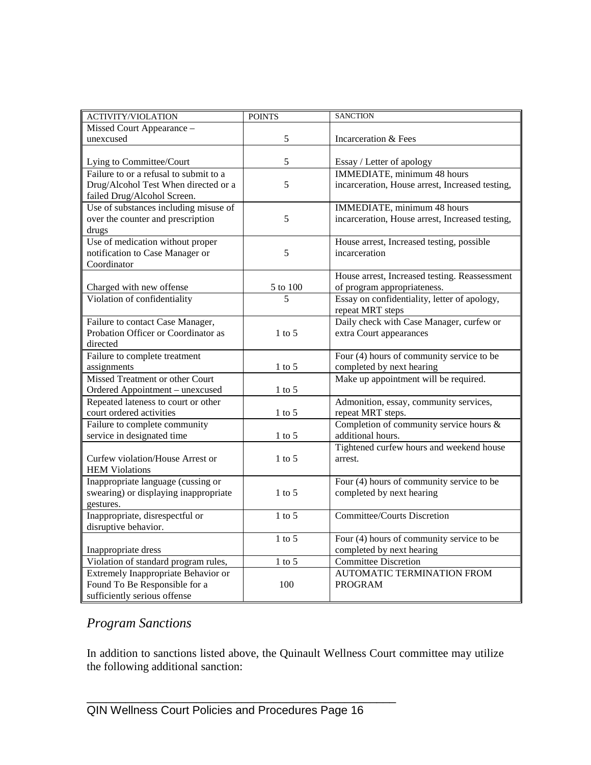| ACTIVITY/VIOLATION | POINTS | SANCTION |
| --- | --- | --- |
| Missed Court Appearance – unexcused | 5 | Incarceration & Fees |
| Lying to Committee/Court | 5 | Essay / Letter of apology |
| Failure to or a refusal to submit to a Drug/Alcohol Test When directed or a failed Drug/Alcohol Screen. | 5 | IMMEDIATE, minimum 48 hours incarceration, House arrest, Increased testing, |
| Use of substances including misuse of over the counter and prescription drugs | 5 | IMMEDIATE, minimum 48 hours incarceration, House arrest, Increased testing, |
| Use of medication without proper notification to Case Manager or Coordinator | 5 | House arrest, Increased testing, possible incarceration |
| Charged with new offense | 5 to 100 | House arrest, Increased testing. Reassessment of program appropriateness. |
| Violation of confidentiality | 5 | Essay on confidentiality, letter of apology, repeat MRT steps |
| Failure to contact Case Manager, Probation Officer or Coordinator as directed | 1 to 5 | Daily check with Case Manager, curfew or extra Court appearances |
| Failure to complete treatment assignments | 1 to 5 | Four (4) hours of community service to be completed by next hearing |
| Missed Treatment or other Court Ordered Appointment – unexcused | 1 to 5 | Make up appointment will be required. |
| Repeated lateness to court or other court ordered activities | 1 to 5 | Admonition, essay, community services, repeat MRT steps. |
| Failure to complete community service in designated time | 1 to 5 | Completion of community service hours & additional hours. |
| Curfew violation/House Arrest or HEM Violations | 1 to 5 | Tightened curfew hours and weekend house arrest. |
| Inappropriate language (cussing or swearing) or displaying inappropriate gestures. | 1 to 5 | Four (4) hours of community service to be completed by next hearing |
| Inappropriate, disrespectful or disruptive behavior. | 1 to 5 | Committee/Courts Discretion |
| Inappropriate dress | 1 to 5 | Four (4) hours of community service to be completed by next hearing |
| Violation of standard program rules, | 1 to 5 | Committee Discretion |
| Extremely Inappropriate Behavior or Found To Be Responsible for a sufficiently serious offense | 100 | AUTOMATIC TERMINATION FROM PROGRAM |

## *Program Sanctions*

In addition to sanctions listed above, the Quinault Wellness Court committee may utilize the following additional sanction: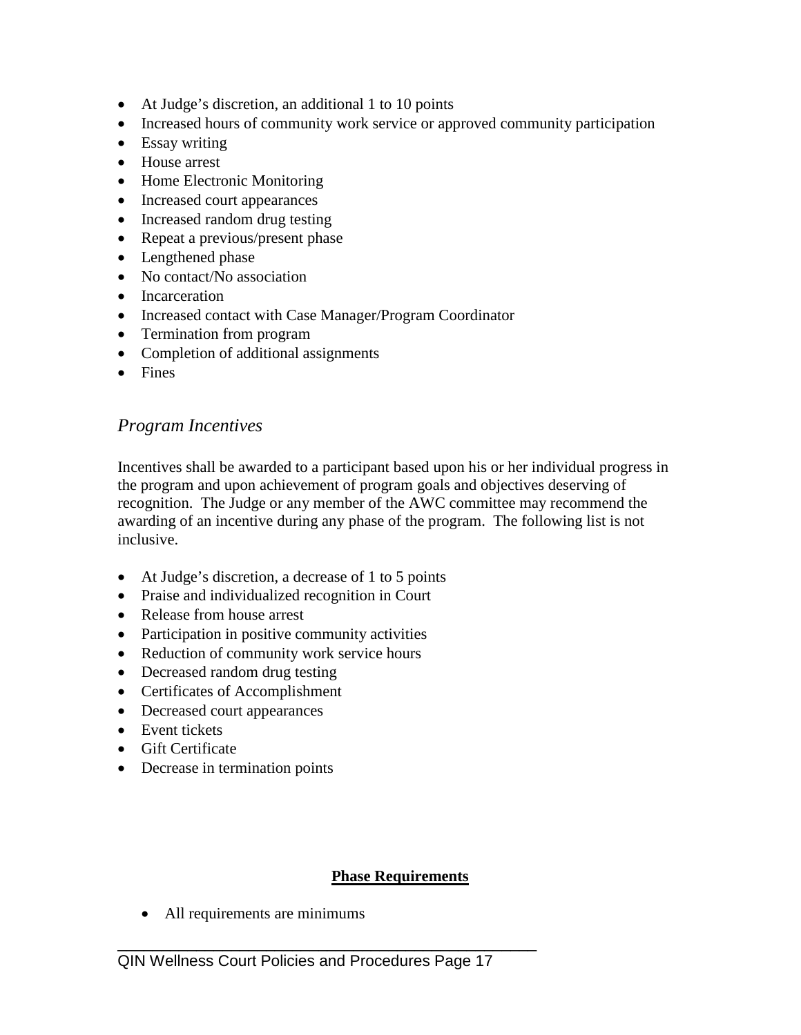- At Judge’s discretion, an additional 1 to 10 points
- Increased hours of community work service or approved community participation
- Essay writing
- House arrest
- Home Electronic Monitoring
- Increased court appearances
- Increased random drug testing
- Repeat a previous/present phase
- Lengthened phase
- No contact/No association
- Incarceration
- Increased contact with Case Manager/Program Coordinator
- Termination from program
- Completion of additional assignments
- Fines

### *Program Incentives*

Incentives shall be awarded to a participant based upon his or her individual progress in the program and upon achievement of program goals and objectives deserving of recognition. The Judge or any member of the AWC committee may recommend the awarding of an incentive during any phase of the program. The following list is not inclusive.

- At Judge’s discretion, a decrease of 1 to 5 points
- Praise and individualized recognition in Court
- Release from house arrest
- Participation in positive community activities
- Reduction of community work service hours
- Decreased random drug testing
- Certificates of Accomplishment
- Decreased court appearances
- Event tickets
- Gift Certificate
- Decrease in termination points

## **Phase Requirements**

- All requirements are minimums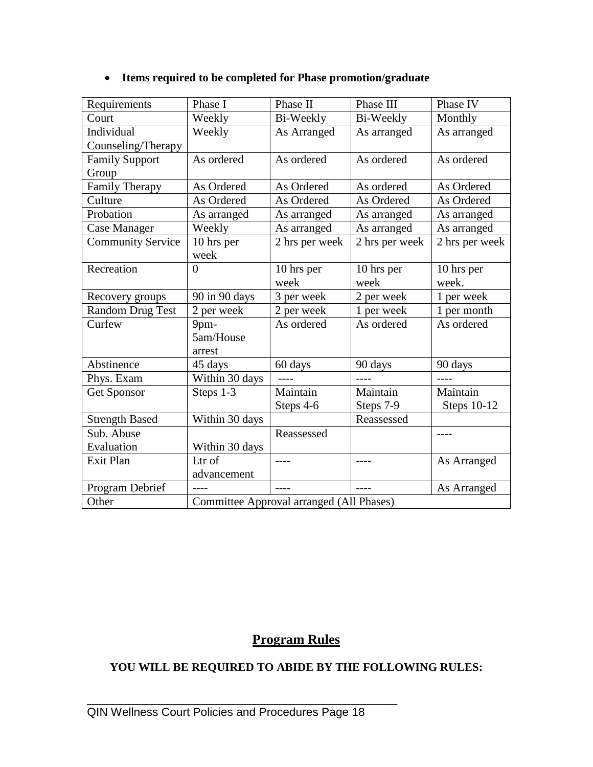- **Items required to be completed for Phase promotion/graduate**

| Requirements | Phase I | Phase II | Phase III | Phase IV |
|---|---|---|---|---|
| Court | Weekly | Bi-Weekly | Bi-Weekly | Monthly |
| Individual Counseling/Therapy | Weekly | As Arranged | As arranged | As arranged |
| Family Support Group | As ordered | As ordered | As ordered | As ordered |
| Family Therapy | As Ordered | As Ordered | As ordered | As Ordered |
| Culture | As Ordered | As Ordered | As Ordered | As Ordered |
| Probation | As arranged | As arranged | As arranged | As arranged |
| Case Manager | Weekly | As arranged | As arranged | As arranged |
| Community Service | 10 hrs per week | 2 hrs per week | 2 hrs per week | 2 hrs per week |
| Recreation | 0 | 10 hrs per week | 10 hrs per week | 10 hrs per week. |
| Recovery groups | 90 in 90 days | 3 per week | 2 per week | 1 per week |
| Random Drug Test | 2 per week | 2 per week | 1 per week | 1 per month |
| Curfew | 9pm-5am/House arrest | As ordered | As ordered | As ordered |
| Abstinence | 45 days | 60 days | 90 days | 90 days |
| Phys. Exam | Within 30 days | ---- | ---- | ---- |
| Get Sponsor | Steps 1-3 | Maintain Steps 4-6 | Maintain Steps 7-9 | Maintain Steps 10-12 |
| Strength Based | Within 30 days | | Reassessed | |
| Sub. Abuse Evaluation | Within 30 days | Reassessed | | ---- |
| Exit Plan | Ltr of advancement | ---- | ---- | As Arranged |
| Program Debrief | ---- | ---- | ---- | As Arranged |
| Other | Committee Approval arranged (All Phases) | | | |

## Program Rules

**YOU WILL BE REQUIRED TO ABIDE BY THE FOLLOWING RULES:**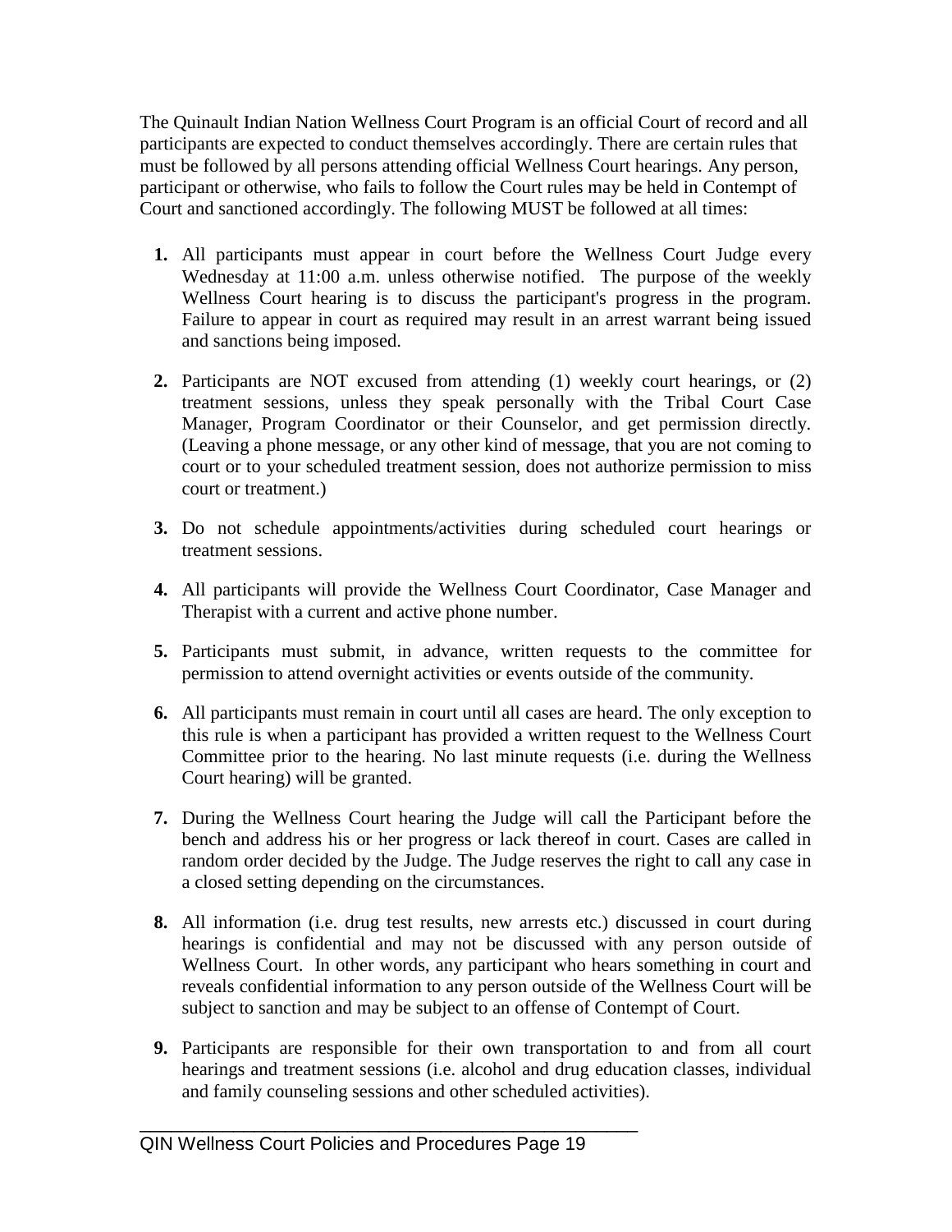The Quinault Indian Nation Wellness Court Program is an official Court of record and all participants are expected to conduct themselves accordingly. There are certain rules that must be followed by all persons attending official Wellness Court hearings. Any person, participant or otherwise, who fails to follow the Court rules may be held in Contempt of Court and sanctioned accordingly. The following MUST be followed at all times:

1. All participants must appear in court before the Wellness Court Judge every Wednesday at 11:00 a.m. unless otherwise notified. The purpose of the weekly Wellness Court hearing is to discuss the participant's progress in the program. Failure to appear in court as required may result in an arrest warrant being issued and sanctions being imposed.

2. Participants are NOT excused from attending (1) weekly court hearings, or (2) treatment sessions, unless they speak personally with the Tribal Court Case Manager, Program Coordinator or their Counselor, and get permission directly. (Leaving a phone message, or any other kind of message, that you are not coming to court or to your scheduled treatment session, does not authorize permission to miss court or treatment.)

3. Do not schedule appointments/activities during scheduled court hearings or treatment sessions.

4. All participants will provide the Wellness Court Coordinator, Case Manager and Therapist with a current and active phone number.

5. Participants must submit, in advance, written requests to the committee for permission to attend overnight activities or events outside of the community.

6. All participants must remain in court until all cases are heard. The only exception to this rule is when a participant has provided a written request to the Wellness Court Committee prior to the hearing. No last minute requests (i.e. during the Wellness Court hearing) will be granted.

7. During the Wellness Court hearing the Judge will call the Participant before the bench and address his or her progress or lack thereof in court. Cases are called in random order decided by the Judge. The Judge reserves the right to call any case in a closed setting depending on the circumstances.

8. All information (i.e. drug test results, new arrests etc.) discussed in court during hearings is confidential and may not be discussed with any person outside of Wellness Court. In other words, any participant who hears something in court and reveals confidential information to any person outside of the Wellness Court will be subject to sanction and may be subject to an offense of Contempt of Court.

9. Participants are responsible for their own transportation to and from all court hearings and treatment sessions (i.e. alcohol and drug education classes, individual and family counseling sessions and other scheduled activities).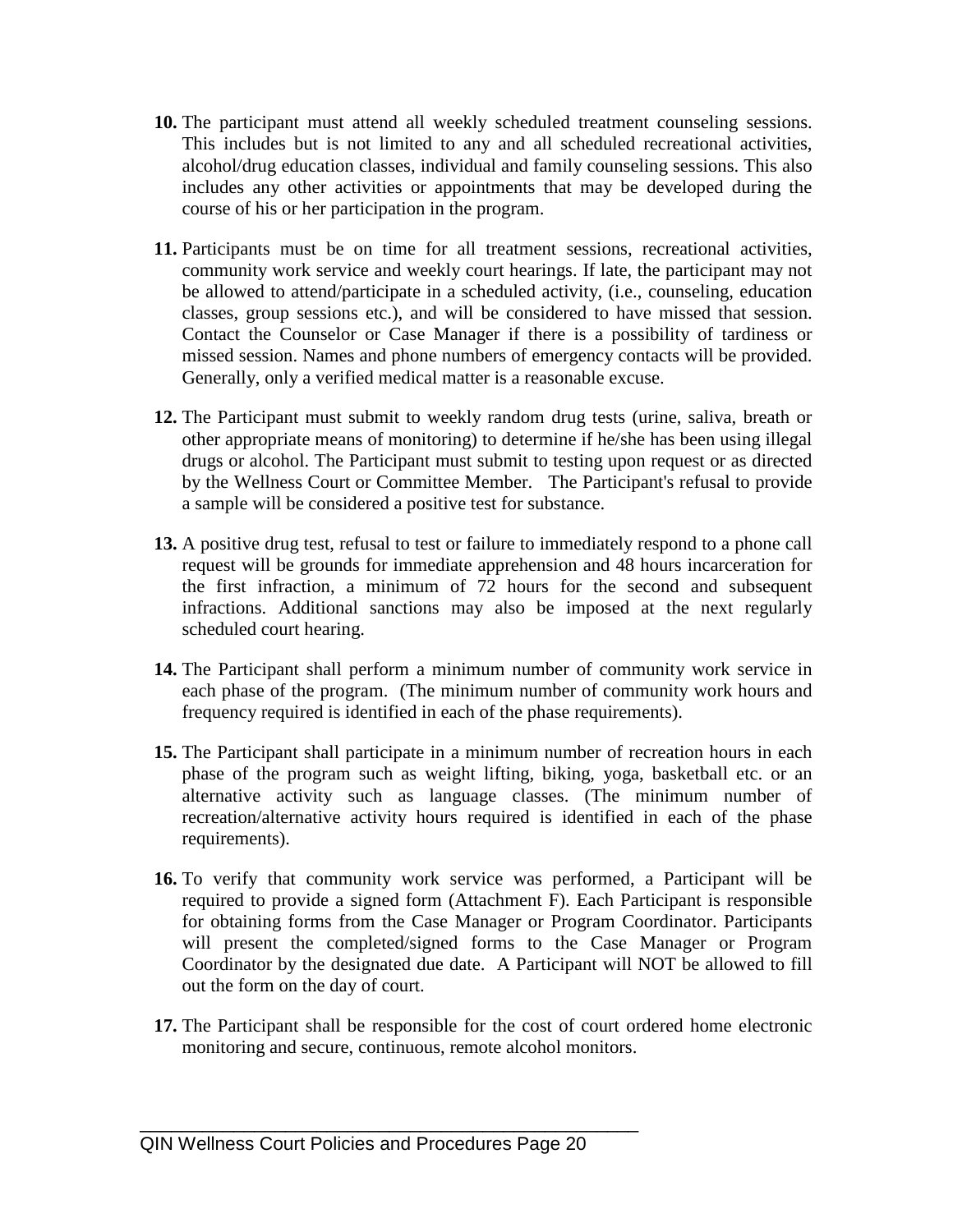10. The participant must attend all weekly scheduled treatment counseling sessions. This includes but is not limited to any and all scheduled recreational activities, alcohol/drug education classes, individual and family counseling sessions. This also includes any other activities or appointments that may be developed during the course of his or her participation in the program.

11. Participants must be on time for all treatment sessions, recreational activities, community work service and weekly court hearings. If late, the participant may not be allowed to attend/participate in a scheduled activity, (i.e., counseling, education classes, group sessions etc.), and will be considered to have missed that session. Contact the Counselor or Case Manager if there is a possibility of tardiness or missed session. Names and phone numbers of emergency contacts will be provided. Generally, only a verified medical matter is a reasonable excuse.

12. The Participant must submit to weekly random drug tests (urine, saliva, breath or other appropriate means of monitoring) to determine if he/she has been using illegal drugs or alcohol. The Participant must submit to testing upon request or as directed by the Wellness Court or Committee Member. The Participant's refusal to provide a sample will be considered a positive test for substance.

13. A positive drug test, refusal to test or failure to immediately respond to a phone call request will be grounds for immediate apprehension and 48 hours incarceration for the first infraction, a minimum of 72 hours for the second and subsequent infractions. Additional sanctions may also be imposed at the next regularly scheduled court hearing.

14. The Participant shall perform a minimum number of community work service in each phase of the program. (The minimum number of community work hours and frequency required is identified in each of the phase requirements).

15. The Participant shall participate in a minimum number of recreation hours in each phase of the program such as weight lifting, biking, yoga, basketball etc. or an alternative activity such as language classes. (The minimum number of recreation/alternative activity hours required is identified in each of the phase requirements).

16. To verify that community work service was performed, a Participant will be required to provide a signed form (Attachment F). Each Participant is responsible for obtaining forms from the Case Manager or Program Coordinator. Participants will present the completed/signed forms to the Case Manager or Program Coordinator by the designated due date. A Participant will NOT be allowed to fill out the form on the day of court.

17. The Participant shall be responsible for the cost of court ordered home electronic monitoring and secure, continuous, remote alcohol monitors.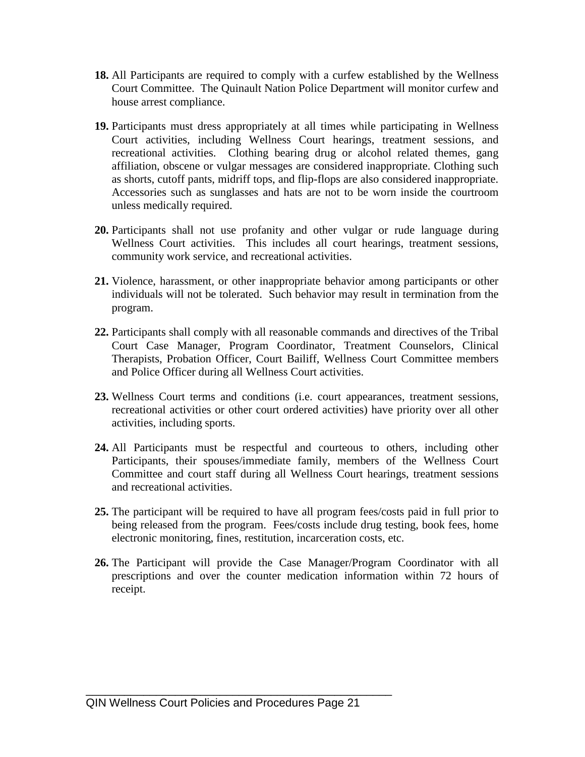**18.** All Participants are required to comply with a curfew established by the Wellness Court Committee. The Quinault Nation Police Department will monitor curfew and house arrest compliance.

**19.** Participants must dress appropriately at all times while participating in Wellness Court activities, including Wellness Court hearings, treatment sessions, and recreational activities. Clothing bearing drug or alcohol related themes, gang affiliation, obscene or vulgar messages are considered inappropriate. Clothing such as shorts, cutoff pants, midriff tops, and flip-flops are also considered inappropriate. Accessories such as sunglasses and hats are not to be worn inside the courtroom unless medically required.

**20.** Participants shall not use profanity and other vulgar or rude language during Wellness Court activities. This includes all court hearings, treatment sessions, community work service, and recreational activities.

**21.** Violence, harassment, or other inappropriate behavior among participants or other individuals will not be tolerated. Such behavior may result in termination from the program.

**22.** Participants shall comply with all reasonable commands and directives of the Tribal Court Case Manager, Program Coordinator, Treatment Counselors, Clinical Therapists, Probation Officer, Court Bailiff, Wellness Court Committee members and Police Officer during all Wellness Court activities.

**23.** Wellness Court terms and conditions (i.e. court appearances, treatment sessions, recreational activities or other court ordered activities) have priority over all other activities, including sports.

**24.** All Participants must be respectful and courteous to others, including other Participants, their spouses/immediate family, members of the Wellness Court Committee and court staff during all Wellness Court hearings, treatment sessions and recreational activities.

**25.** The participant will be required to have all program fees/costs paid in full prior to being released from the program. Fees/costs include drug testing, book fees, home electronic monitoring, fines, restitution, incarceration costs, etc.

**26.** The Participant will provide the Case Manager/Program Coordinator with all prescriptions and over the counter medication information within 72 hours of receipt.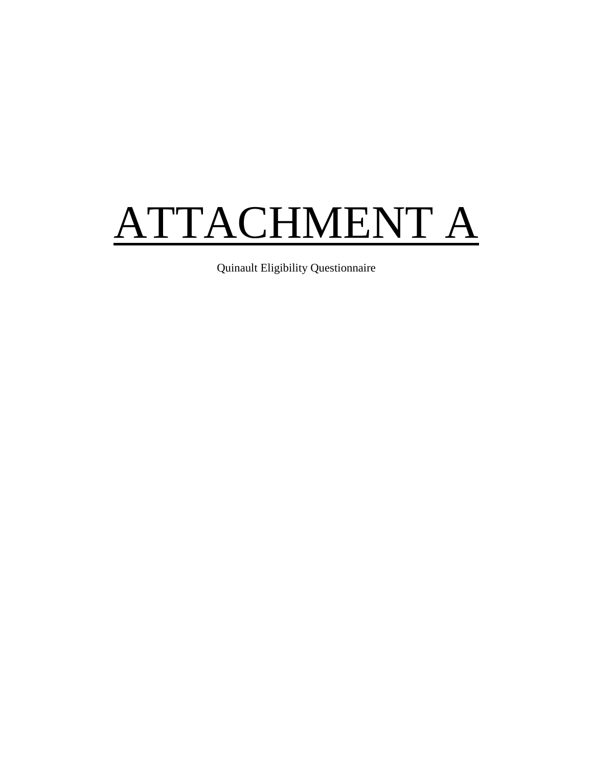# ATTACHMENT A

Quinault Eligibility Questionnaire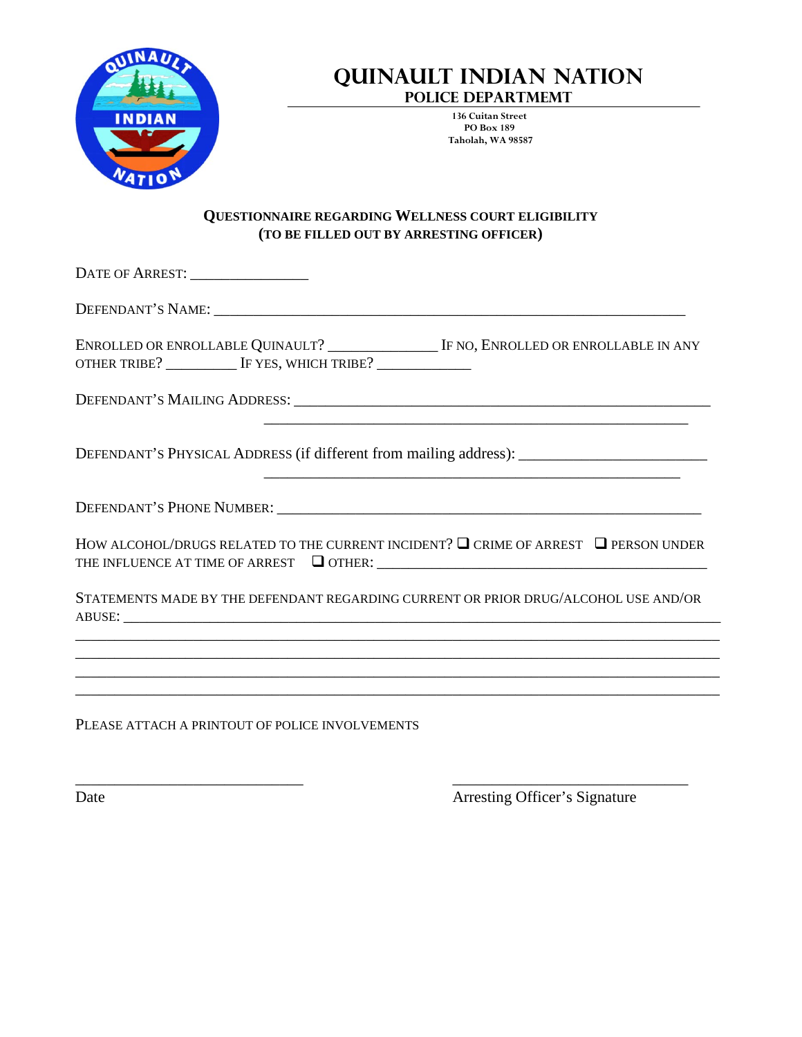# QUINAULT INDIAN NATION

## POLICE DEPARTMEMT

136 Cuitan Street
PO Box 189
Taholah, WA 98587

### QUESTIONNAIRE REGARDING WELLNESS COURT ELIGIBILITY
### (TO BE FILLED OUT BY ARRESTING OFFICER)

DATE OF ARREST: ________________

DEFENDANT'S NAME: ________________________________________________________________

ENROLLED OR ENROLLABLE QUINAULT? ______________ IF NO, ENROLLED OR ENROLLABLE IN ANY OTHER TRIBE? __________ IF YES, WHICH TRIBE? _____________

DEFENDANT'S MAILING ADDRESS: ________________________________________________________
________________________________________________________

DEFENDANT'S PHYSICAL ADDRESS (if different from mailing address): ________________________
________________________________________________________

DEFENDANT'S PHONE NUMBER: ________________________________________________________

HOW ALCOHOL/DRUGS RELATED TO THE CURRENT INCIDENT? ❑ CRIME OF ARREST ❑ PERSON UNDER THE INFLUENCE AT TIME OF ARREST ❑ OTHER: ____________________________________________

STATEMENTS MADE BY THE DEFENDANT REGARDING CURRENT OR PRIOR DRUG/ALCOHOL USE AND/OR ABUSE: ________________________________________________________________________________
________________________________________________________________________________________
________________________________________________________________________________________
________________________________________________________________________________________
________________________________________________________________________________________

PLEASE ATTACH A PRINTOUT OF POLICE INVOLVEMENTS

______________________________ ______________________________

Date Arresting Officer's Signature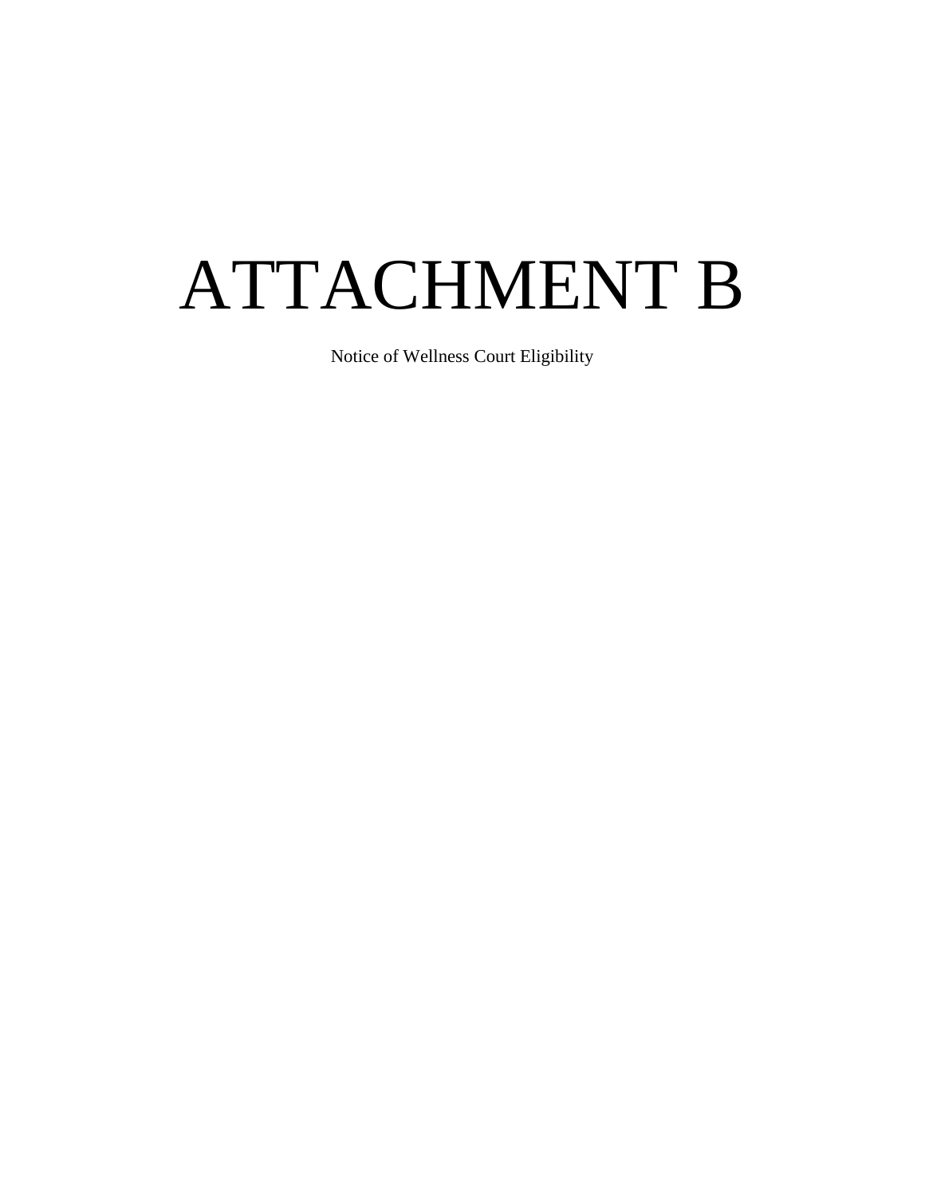# ATTACHMENT B

Notice of Wellness Court Eligibility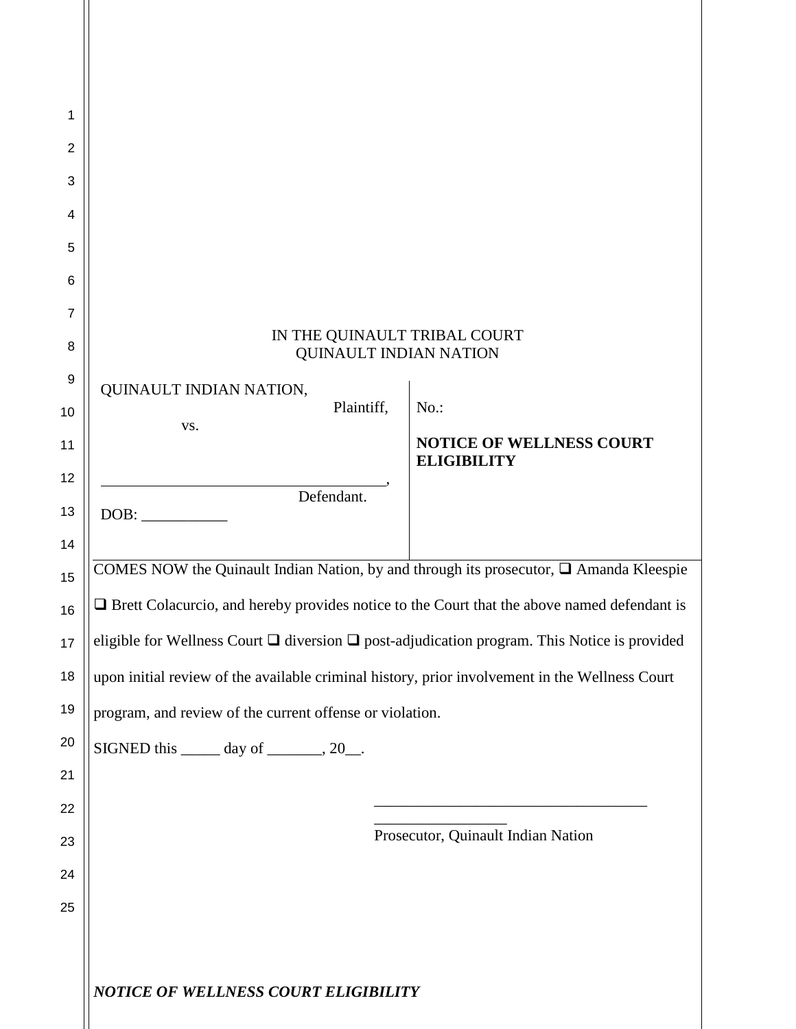IN THE QUINAULT TRIBAL COURT
QUINAULT INDIAN NATION

| QUINAULT INDIAN NATION, Plaintiff, vs. ____________________________________, Defendant. DOB: ___________ | No.: **NOTICE OF WELLNESS COURT ELIGIBILITY** |
|---|---|

COMES NOW the Quinault Indian Nation, by and through its prosecutor, ❑ Amanda Kleespie ❑ Brett Colacurcio, and hereby provides notice to the Court that the above named defendant is eligible for Wellness Court ❑ diversion ❑ post-adjudication program. This Notice is provided upon initial review of the available criminal history, prior involvement in the Wellness Court program, and review of the current offense or violation.

SIGNED this _____ day of _______, 20__.

___________________________________
_________________
Prosecutor, Quinault Indian Nation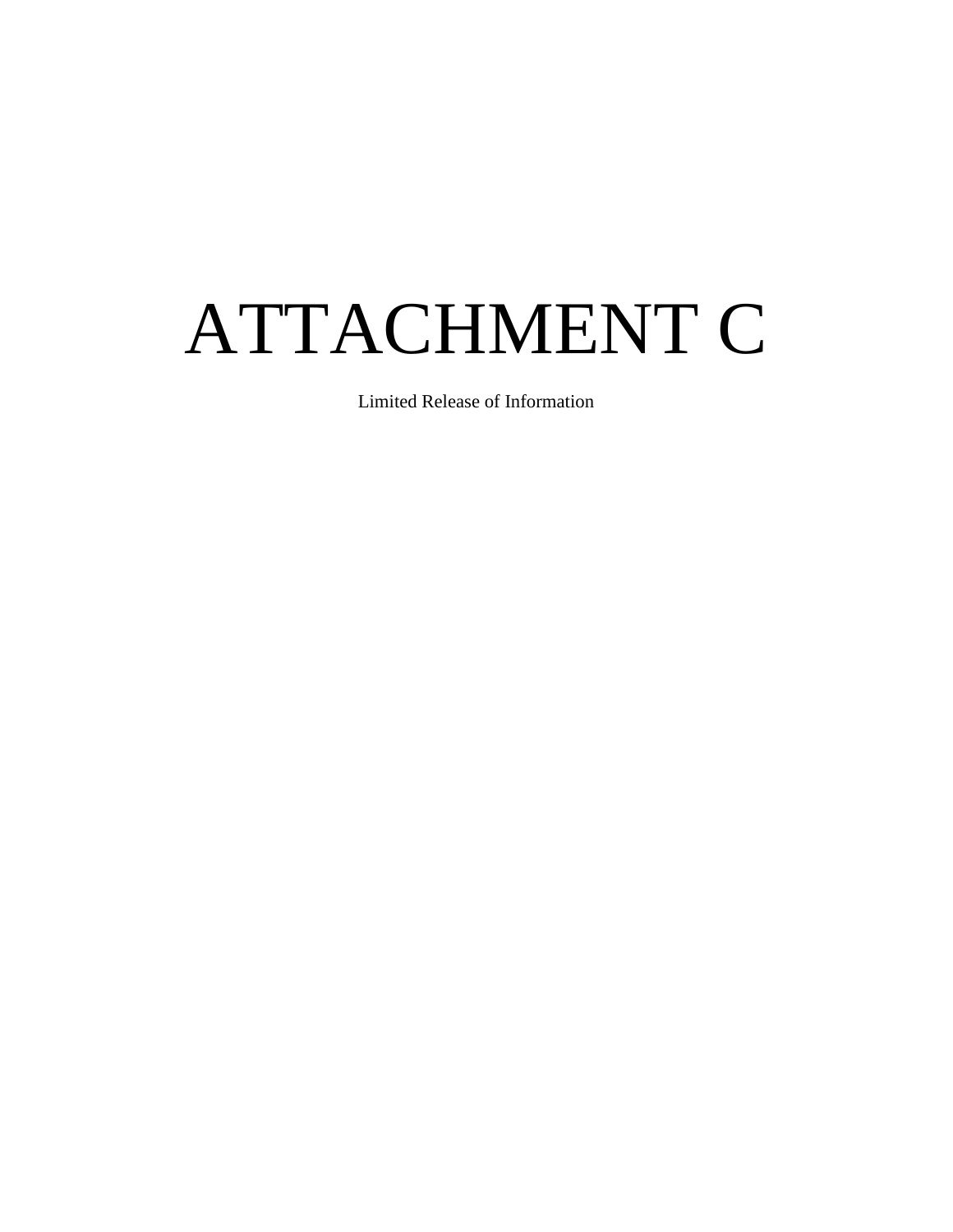# ATTACHMENT C

Limited Release of Information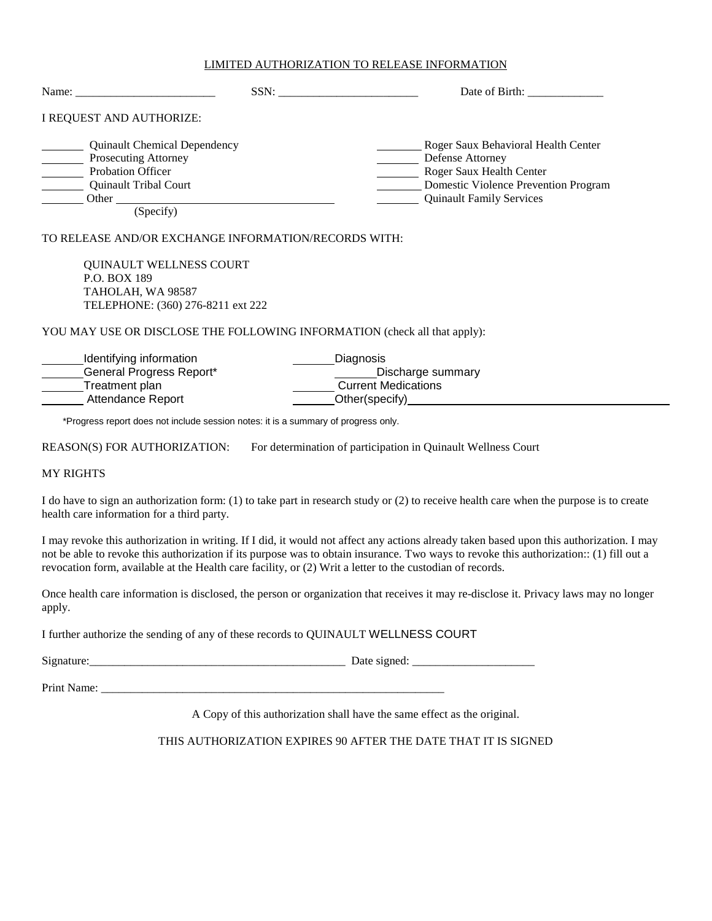# LIMITED AUTHORIZATION TO RELEASE INFORMATION

Name: ________________________ SSN: ________________________ Date of Birth: _____________

I REQUEST AND AUTHORIZE:

_______ Quinault Chemical Dependency
_______ Prosecuting Attorney
_______ Probation Officer
_______ Quinault Tribal Court
_______ Other ____________________________________
(Specify)
_______ Roger Saux Behavioral Health Center
_______ Defense Attorney
_______ Roger Saux Health Center
_______ Domestic Violence Prevention Program
_______ Quinault Family Services

TO RELEASE AND/OR EXCHANGE INFORMATION/RECORDS WITH:

QUINAULT WELLNESS COURT
P.O. BOX 189
TAHOLAH, WA 98587
TELEPHONE: (360) 276-8211 ext 222

YOU MAY USE OR DISCLOSE THE FOLLOWING INFORMATION (check all that apply):

______Identifying information
______General Progress Report*
______Treatment plan
______ Attendance Report
______Diagnosis
______Discharge summary
______ Current Medications
______Other(specify)________________________________________

*Progress report does not include session notes: it is a summary of progress only.

REASON(S) FOR AUTHORIZATION: For determination of participation in Quinault Wellness Court

MY RIGHTS

I do have to sign an authorization form: (1) to take part in research study or (2) to receive health care when the purpose is to create health care information for a third party.

I may revoke this authorization in writing. If I did, it would not affect any actions already taken based upon this authorization. I may not be able to revoke this authorization if its purpose was to obtain insurance. Two ways to revoke this authorization:: (1) fill out a revocation form, available at the Health care facility, or (2) Writ a letter to the custodian of records.

Once health care information is disclosed, the person or organization that receives it may re-disclose it. Privacy laws may no longer apply.

I further authorize the sending of any of these records to QUINAULT WELLNESS COURT

Signature:_____________________________________________ Date signed: _____________________

Print Name: ____________________________________________________________

A Copy of this authorization shall have the same effect as the original.

THIS AUTHORIZATION EXPIRES 90 AFTER THE DATE THAT IT IS SIGNED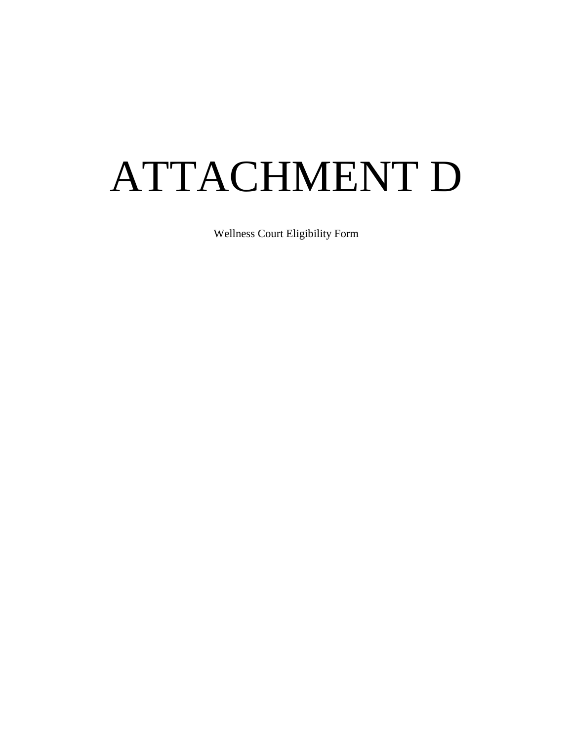# ATTACHMENT D

Wellness Court Eligibility Form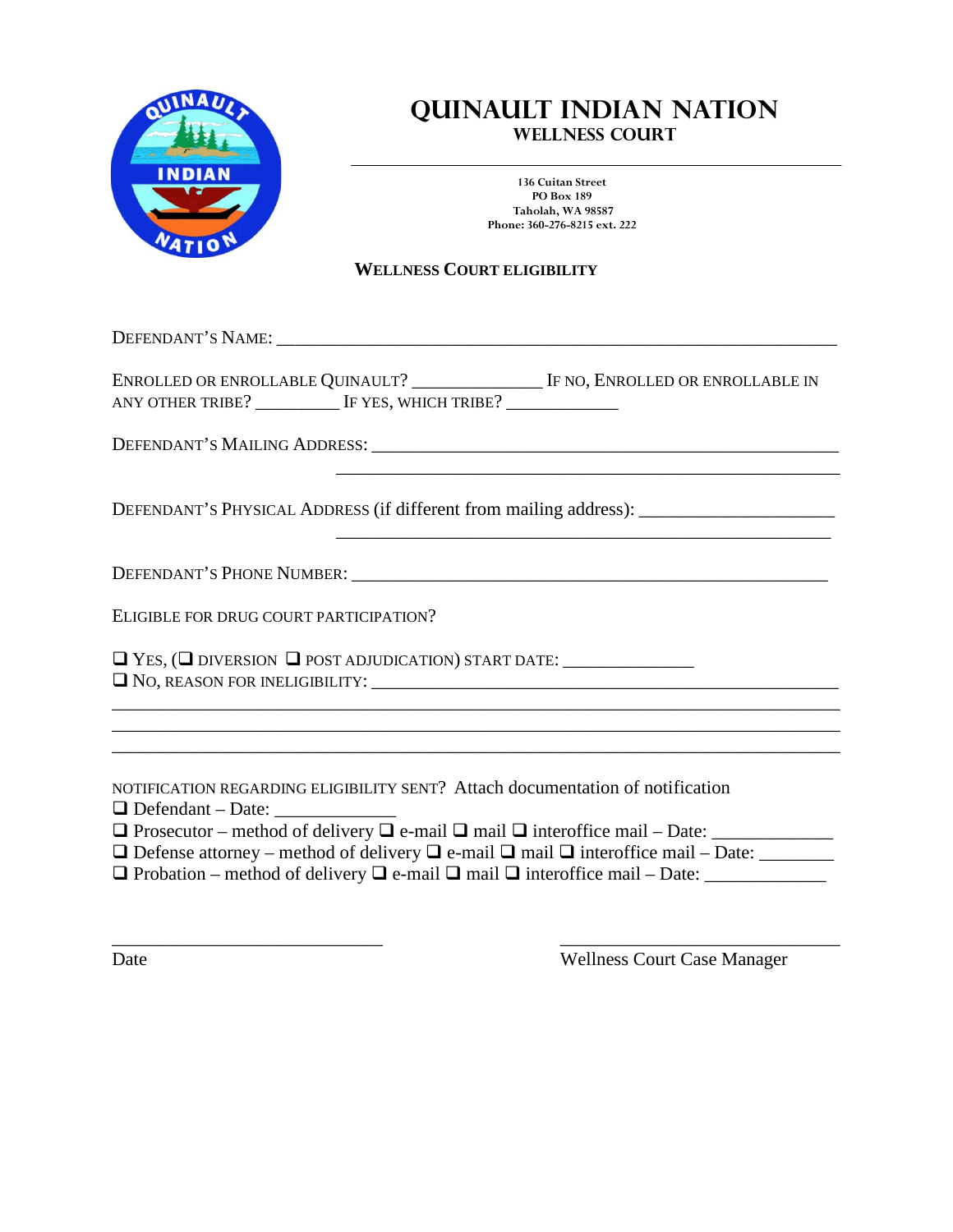# Quinault Indian Nation
## Wellness Court

136 Cuitan Street
PO Box 189
Taholah, WA 98587
Phone: 360-276-8215 ext. 222

### Wellness Court Eligibility

Defendant's Name: ______________________________________________________________

Enrolled or enrollable Quinault? ______________ If no, Enrolled or enrollable in any other tribe? _________ If yes, which tribe? ____________

Defendant's Mailing Address: ____________________________________________________
____________________________________________________

Defendant's Physical Address (if different from mailing address): _____________________
____________________________________________________

Defendant's Phone Number: _____________________________________________________

Eligible for drug court participation?

❑ Yes, (❑ diversion ❑ post adjudication) start date: ______________
❑ No, reason for ineligibility: ________________________________________________
______________________________________________________________________________
______________________________________________________________________________
______________________________________________________________________________

Notification regarding eligibility sent? Attach documentation of notification
❑ Defendant – Date: _____________
❑ Prosecutor – method of delivery ❑ e-mail ❑ mail ❑ interoffice mail – Date: ____________
❑ Defense attorney – method of delivery ❑ e-mail ❑ mail ❑ interoffice mail – Date: ________
❑ Probation – method of delivery ❑ e-mail ❑ mail ❑ interoffice mail – Date: ____________

_____________________________ _______________________________
Date Wellness Court Case Manager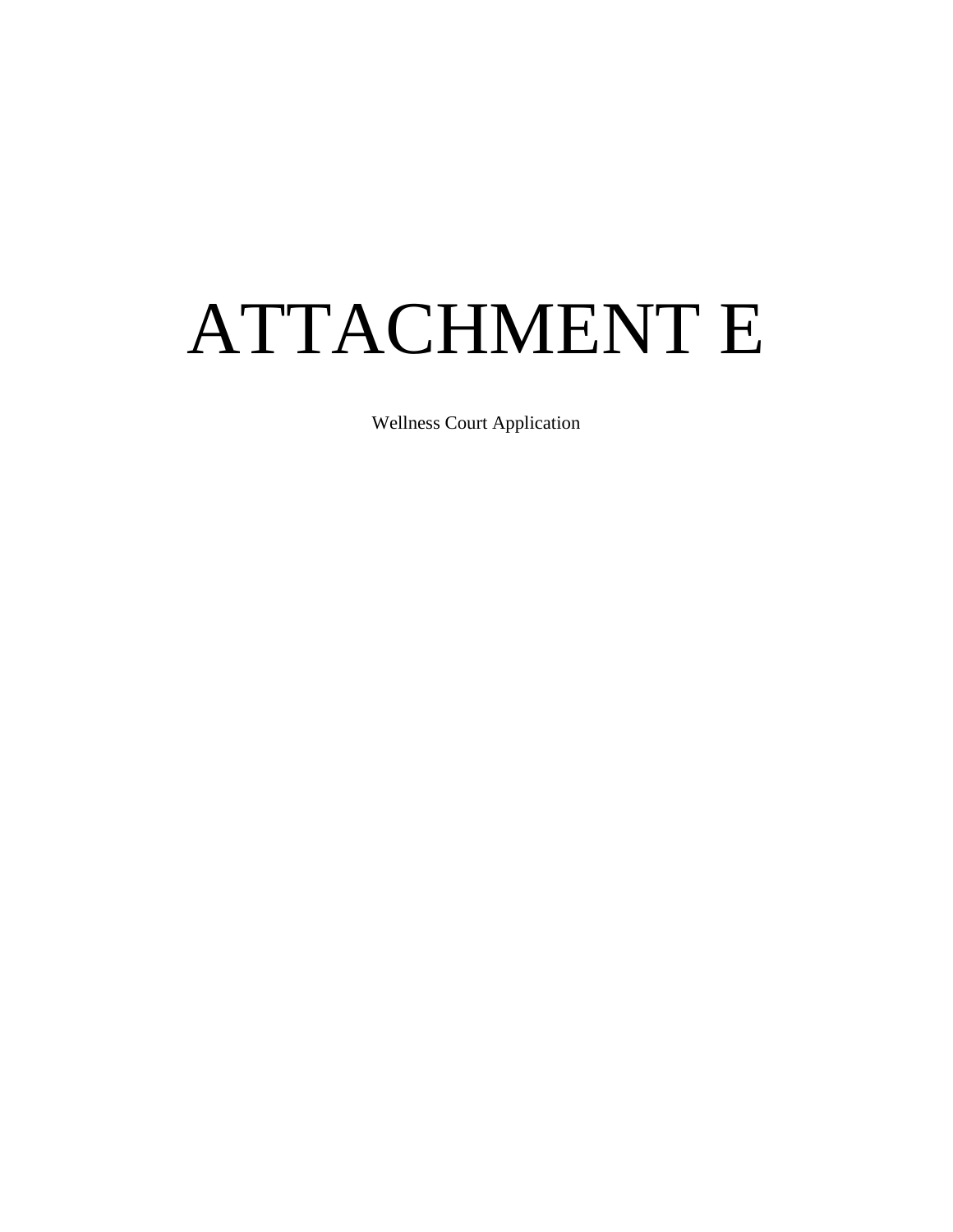# ATTACHMENT E

Wellness Court Application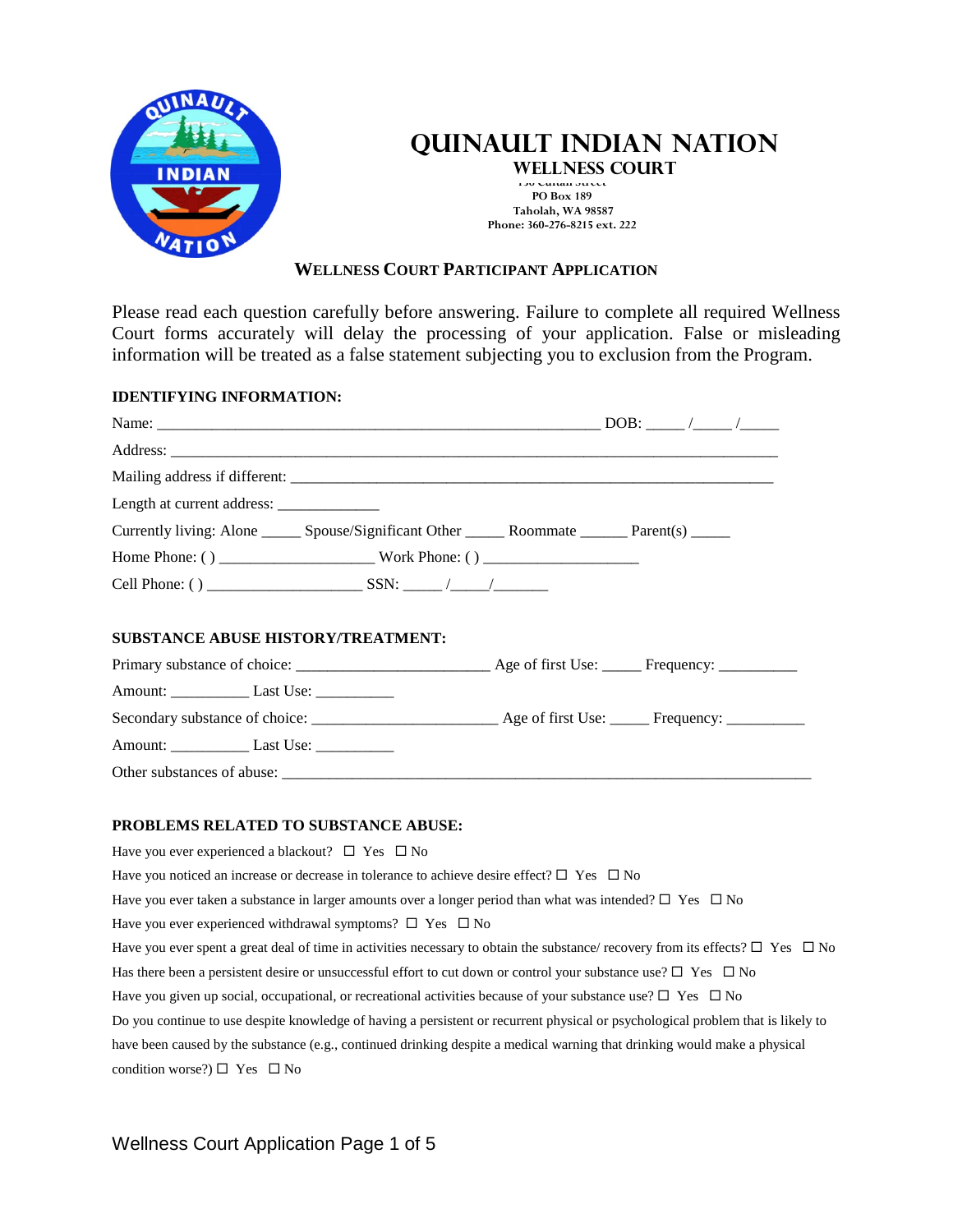# QUINAULT INDIAN NATION

## WELLNESS COURT

PO Box 189
Taholah, WA 98587
Phone: 360-276-8215 ext. 222

### WELLNESS COURT PARTICIPANT APPLICATION

Please read each question carefully before answering. Failure to complete all required Wellness Court forms accurately will delay the processing of your application. False or misleading information will be treated as a false statement subjecting you to exclusion from the Program.

**IDENTIFYING INFORMATION:**

Name: ________________________________________________________ DOB: _____ /_____ /_____

Address: ____________________________________________________________________________

Mailing address if different: ____________________________________________________________

Length at current address: _____________

Currently living: Alone _____ Spouse/Significant Other _____ Roommate ______ Parent(s) _____

Home Phone: ( ) ___________________ Work Phone: ( ) ___________________

Cell Phone: ( ) ___________________ SSN: _____ /_____/_______

**SUBSTANCE ABUSE HISTORY/TREATMENT:**

Primary substance of choice: ________________________ Age of first Use: _____ Frequency: __________

Amount: __________ Last Use: __________

Secondary substance of choice: _______________________ Age of first Use: _____ Frequency: __________

Amount: __________ Last Use: __________

Other substances of abuse: __________________________________________________________________

**PROBLEMS RELATED TO SUBSTANCE ABUSE:**

Have you ever experienced a blackout? ☐ Yes ☐ No

Have you noticed an increase or decrease in tolerance to achieve desire effect? ☐ Yes ☐ No

Have you ever taken a substance in larger amounts over a longer period than what was intended? ☐ Yes ☐ No

Have you ever experienced withdrawal symptoms? ☐ Yes ☐ No

Have you ever spent a great deal of time in activities necessary to obtain the substance/ recovery from its effects? ☐ Yes ☐ No

Has there been a persistent desire or unsuccessful effort to cut down or control your substance use? ☐ Yes ☐ No

Have you given up social, occupational, or recreational activities because of your substance use? ☐ Yes ☐ No

Do you continue to use despite knowledge of having a persistent or recurrent physical or psychological problem that is likely to have been caused by the substance (e.g., continued drinking despite a medical warning that drinking would make a physical condition worse?) ☐ Yes ☐ No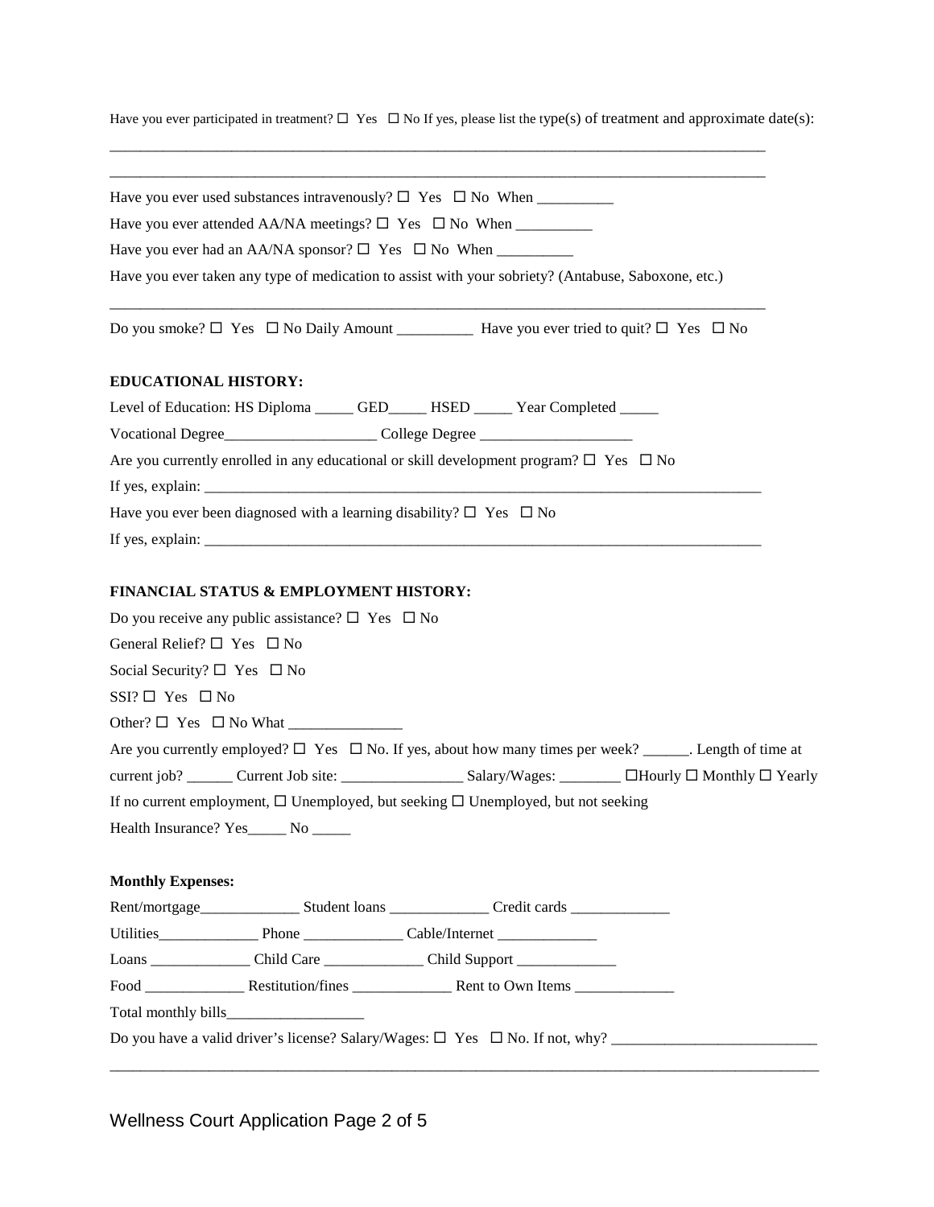Have you ever participated in treatment? ☐ Yes ☐ No If yes, please list the type(s) of treatment and approximate date(s):

_______________________________________________________________________________________

_______________________________________________________________________________________

Have you ever used substances intravenously? ☐ Yes ☐ No When __________

Have you ever attended AA/NA meetings? ☐ Yes ☐ No When __________

Have you ever had an AA/NA sponsor? ☐ Yes ☐ No When __________

Have you ever taken any type of medication to assist with your sobriety? (Antabuse, Saboxone, etc.)

_______________________________________________________________________________________

Do you smoke? ☐ Yes ☐ No Daily Amount __________ Have you ever tried to quit? ☐ Yes ☐ No

**EDUCATIONAL HISTORY:**

Level of Education: HS Diploma _____ GED_____ HSED _____ Year Completed _____

Vocational Degree___________________ College Degree ___________________

Are you currently enrolled in any educational or skill development program? ☐ Yes ☐ No

If yes, explain: ___________________________________________________________________________

Have you ever been diagnosed with a learning disability? ☐ Yes ☐ No

If yes, explain: ___________________________________________________________________________

**FINANCIAL STATUS & EMPLOYMENT HISTORY:**

Do you receive any public assistance? ☐ Yes ☐ No

General Relief? ☐ Yes ☐ No

Social Security? ☐ Yes ☐ No

SSI? ☐ Yes ☐ No

Other? ☐ Yes ☐ No What _______________

Are you currently employed? ☐ Yes ☐ No. If yes, about how many times per week? ______. Length of time at current job? ______ Current Job site: ________________ Salary/Wages: ________ ☐Hourly ☐ Monthly ☐ Yearly

If no current employment, ☐ Unemployed, but seeking ☐ Unemployed, but not seeking

Health Insurance? Yes_____ No _____

**Monthly Expenses:**

Rent/mortgage_____________ Student loans _____________ Credit cards _____________

Utilities_____________ Phone _____________ Cable/Internet _____________

Loans _____________ Child Care _____________ Child Support _____________

Food _____________ Restitution/fines _____________ Rent to Own Items _____________

Total monthly bills__________________

Do you have a valid driver's license? Salary/Wages: ☐ Yes ☐ No. If not, why? __________________________

_______________________________________________________________________________________

Wellness Court Application Page 2 of 5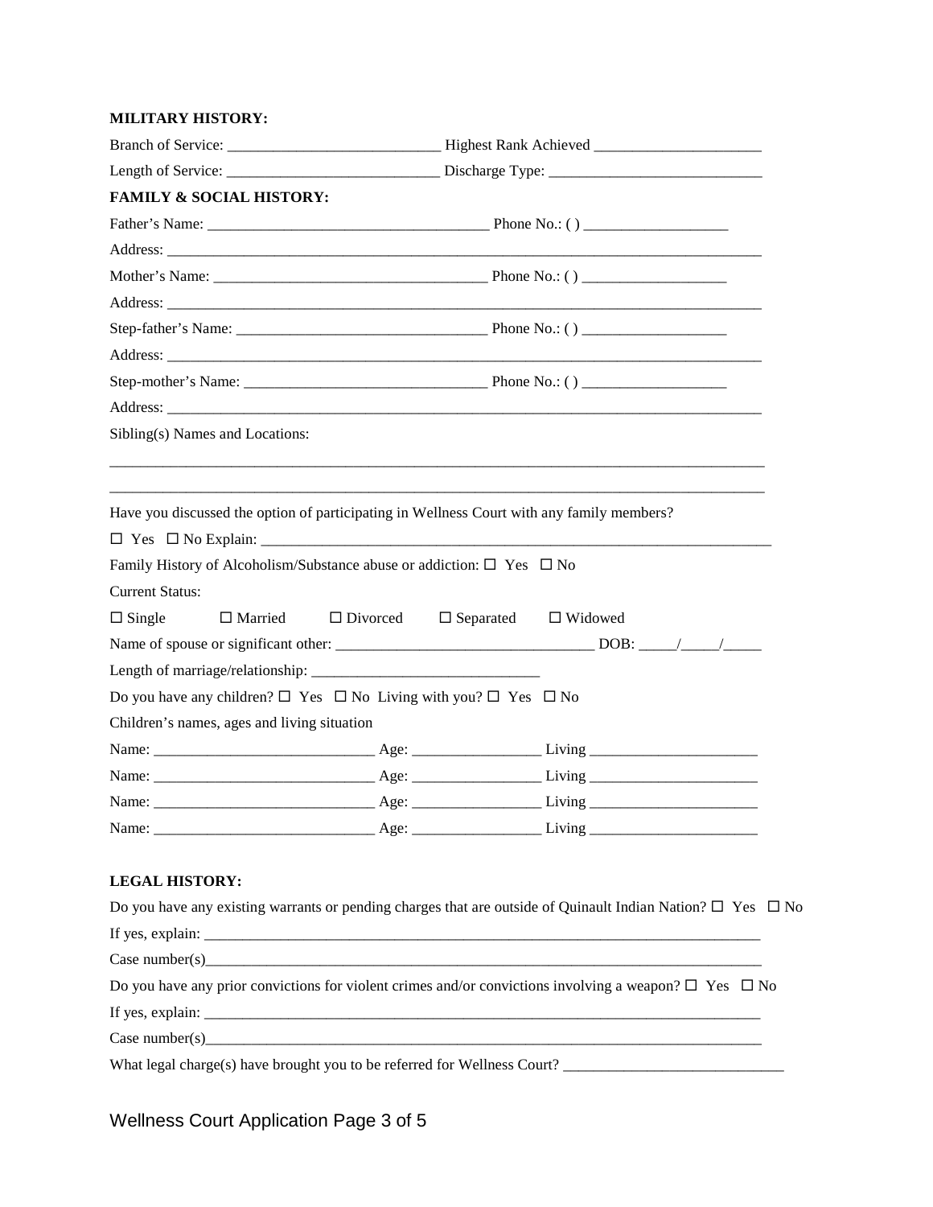**MILITARY HISTORY:**

Branch of Service: ___________________________ Highest Rank Achieved _____________________

Length of Service: ___________________________ Discharge Type: ___________________________

**FAMILY & SOCIAL HISTORY:**

Father's Name: ___________________________________ Phone No.: ( ) __________________

Address: ______________________________________________________________________________

Mother's Name: __________________________________ Phone No.: ( ) __________________

Address: ______________________________________________________________________________

Step-father's Name: _______________________________ Phone No.: ( ) __________________

Address: ______________________________________________________________________________

Step-mother's Name: ______________________________ Phone No.: ( ) __________________

Address: ______________________________________________________________________________

Sibling(s) Names and Locations:

_______________________________________________________________________________________

_______________________________________________________________________________________

Have you discussed the option of participating in Wellness Court with any family members?

☐ Yes ☐ No Explain: _____________________________________________________________________

Family History of Alcoholism/Substance abuse or addiction: ☐ Yes ☐ No

Current Status:

☐ Single ☐ Married ☐ Divorced ☐ Separated ☐ Widowed

Name of spouse or significant other: ________________________________ DOB: _____/_____/_____

Length of marriage/relationship: _____________________________

Do you have any children? ☐ Yes ☐ No Living with you? ☐ Yes ☐ No

Children's names, ages and living situation

Name: ____________________________ Age: ________________ Living _____________________

Name: ____________________________ Age: ________________ Living _____________________

Name: ____________________________ Age: ________________ Living _____________________

Name: ____________________________ Age: ________________ Living _____________________

**LEGAL HISTORY:**

Do you have any existing warrants or pending charges that are outside of Quinault Indian Nation? ☐ Yes ☐ No

If yes, explain: ___________________________________________________________________________

Case number(s)____________________________________________________________________________

Do you have any prior convictions for violent crimes and/or convictions involving a weapon? ☐ Yes ☐ No

If yes, explain: ___________________________________________________________________________

Case number(s)____________________________________________________________________________

What legal charge(s) have brought you to be referred for Wellness Court? ____________________________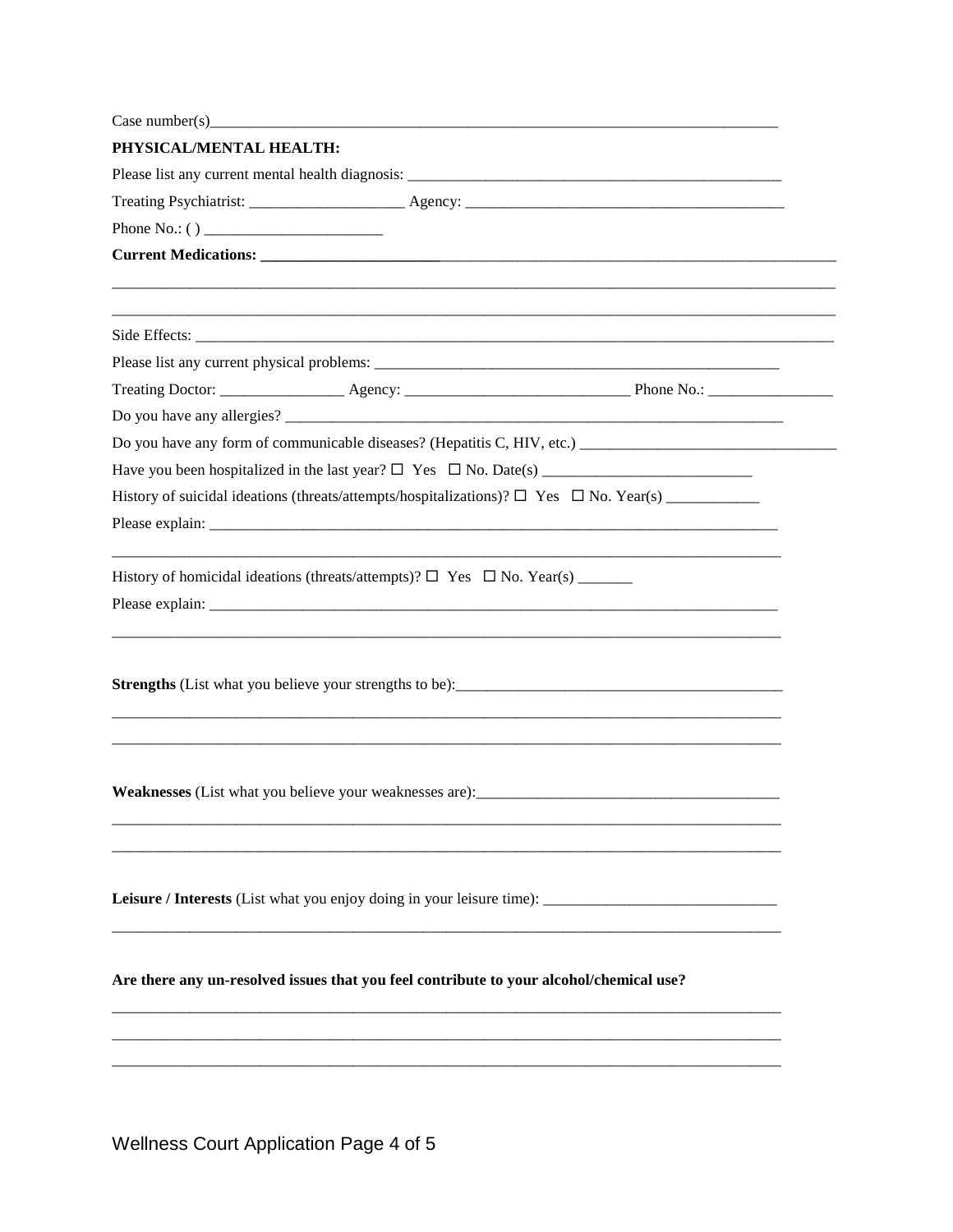Case number(s)_______________________________________________________________________________

**PHYSICAL/MENTAL HEALTH:**

Please list any current mental health diagnosis: ___________________________________________________

Treating Psychiatrist: ____________________ Agency: ___________________________________________

Phone No.: ( ) _______________________

**Current Medications: _______________________**___________________________________________________

_____________________________________________________________________________________________

_____________________________________________________________________________________________

Side Effects: ________________________________________________________________________________

Please list any current physical problems: _______________________________________________________

Treating Doctor: ________________ Agency: _____________________________ Phone No.: ________________

Do you have any allergies? ___________________________________________________________________

Do you have any form of communicable diseases? (Hepatitis C, HIV, etc.) _________________________________

Have you been hospitalized in the last year? ☐ Yes ☐ No. Date(s) ___________________________

History of suicidal ideations (threats/attempts/hospitalizations)? ☐ Yes ☐ No. Year(s) ____________

Please explain: ______________________________________________________________________________

_____________________________________________________________________________________________

History of homicidal ideations (threats/attempts)? ☐ Yes ☐ No. Year(s) _______

Please explain: ______________________________________________________________________________

_____________________________________________________________________________________________

**Strengths** (List what you believe your strengths to be):___________________________________________

_____________________________________________________________________________________________

_____________________________________________________________________________________________

**Weaknesses** (List what you believe your weaknesses are):_______________________________________

_____________________________________________________________________________________________

_____________________________________________________________________________________________

**Leisure / Interests** (List what you enjoy doing in your leisure time): ______________________________

_____________________________________________________________________________________________

**Are there any un-resolved issues that you feel contribute to your alcohol/chemical use?**

_____________________________________________________________________________________________

_____________________________________________________________________________________________

_____________________________________________________________________________________________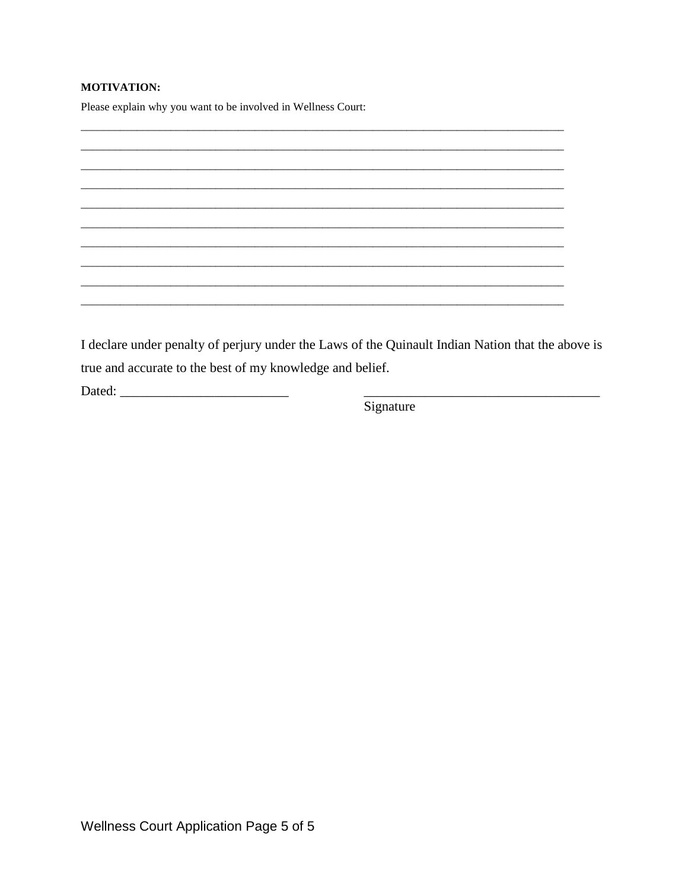**MOTIVATION:**

Please explain why you want to be involved in Wellness Court:

________________________________________________________________________________
________________________________________________________________________________
________________________________________________________________________________
________________________________________________________________________________
________________________________________________________________________________
________________________________________________________________________________
________________________________________________________________________________
________________________________________________________________________________
________________________________________________________________________________
________________________________________________________________________________

I declare under penalty of perjury under the Laws of the Quinault Indian Nation that the above is true and accurate to the best of my knowledge and belief.

Dated: _________________________ ___________________________________

Signature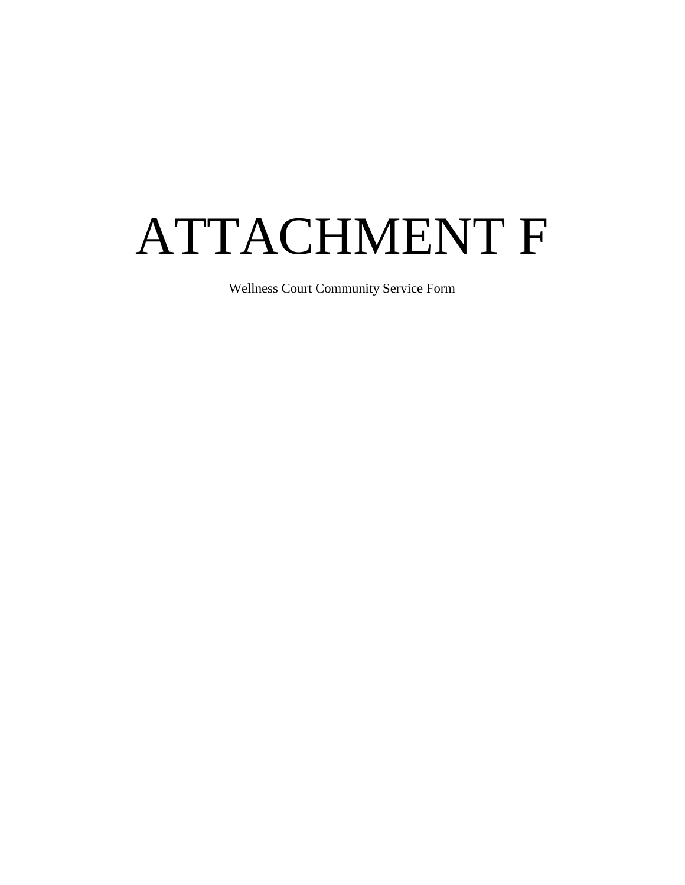# ATTACHMENT F

Wellness Court Community Service Form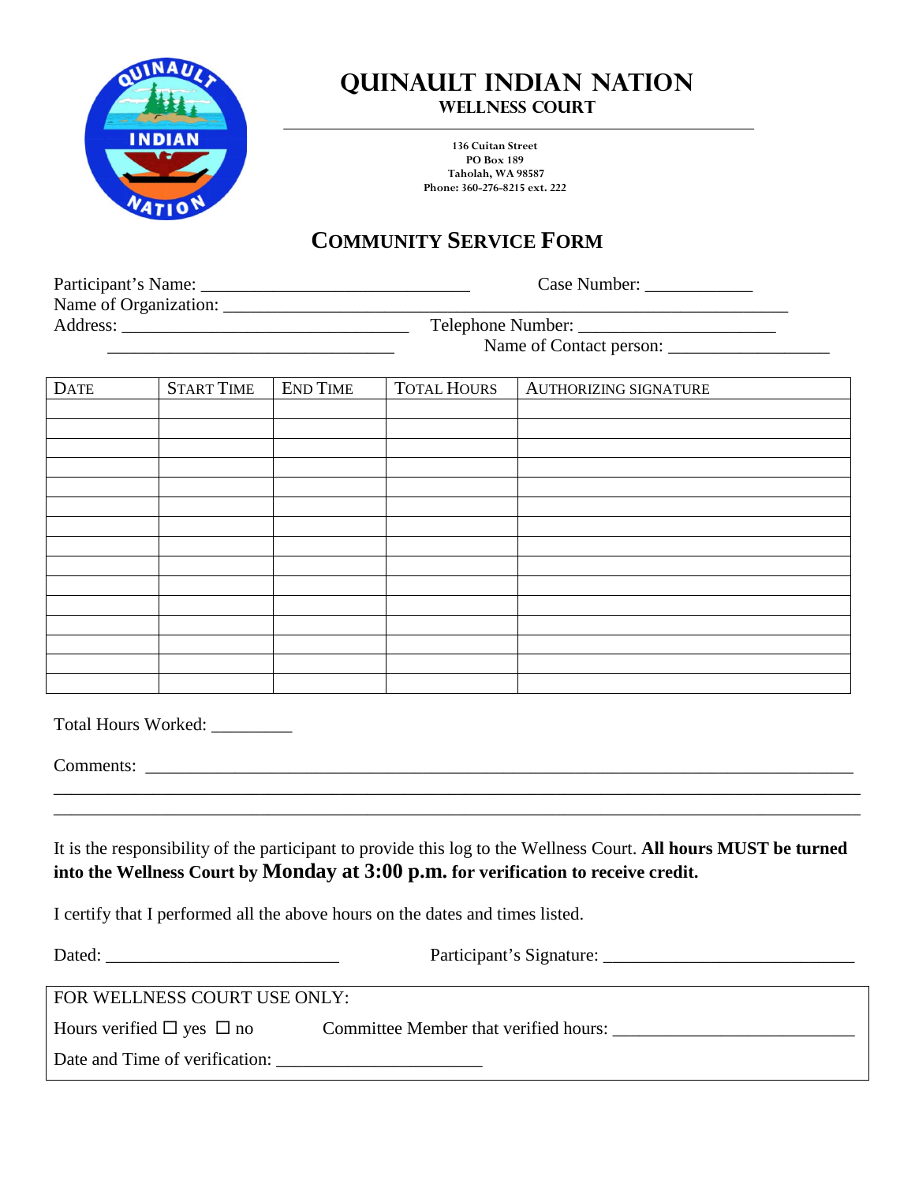# QUINAULT INDIAN NATION

## WELLNESS COURT

136 Cuitan Street
PO Box 189
Taholah, WA 98587
Phone: 360-276-8215 ext. 222

## COMMUNITY SERVICE FORM

Participant's Name: ______________________________ Case Number: ____________

Name of Organization: ______________________________________________________________

Address: ________________________________ Telephone Number: _____________________

________________________________ Name of Contact person: __________________

| DATE | START TIME | END TIME | TOTAL HOURS | AUTHORIZING SIGNATURE |
|---|---|---|---|---|
| | | | | |
| | | | | |
| | | | | |
| | | | | |
| | | | | |
| | | | | |
| | | | | |
| | | | | |
| | | | | |
| | | | | |
| | | | | |
| | | | | |
| | | | | |
| | | | | |
| | | | | |

Total Hours Worked: _________

Comments: ________________________________________________________________________________

__________________________________________________________________________________________

__________________________________________________________________________________________

It is the responsibility of the participant to provide this log to the Wellness Court. **All hours MUST be turned into the Wellness Court by Monday at 3:00 p.m. for verification to receive credit.**

I certify that I performed all the above hours on the dates and times listed.

Dated: __________________________ Participant's Signature: ___________________________

FOR WELLNESS COURT USE ONLY:

Hours verified ☐ yes ☐ no Committee Member that verified hours: __________________________

Date and Time of verification: ______________________